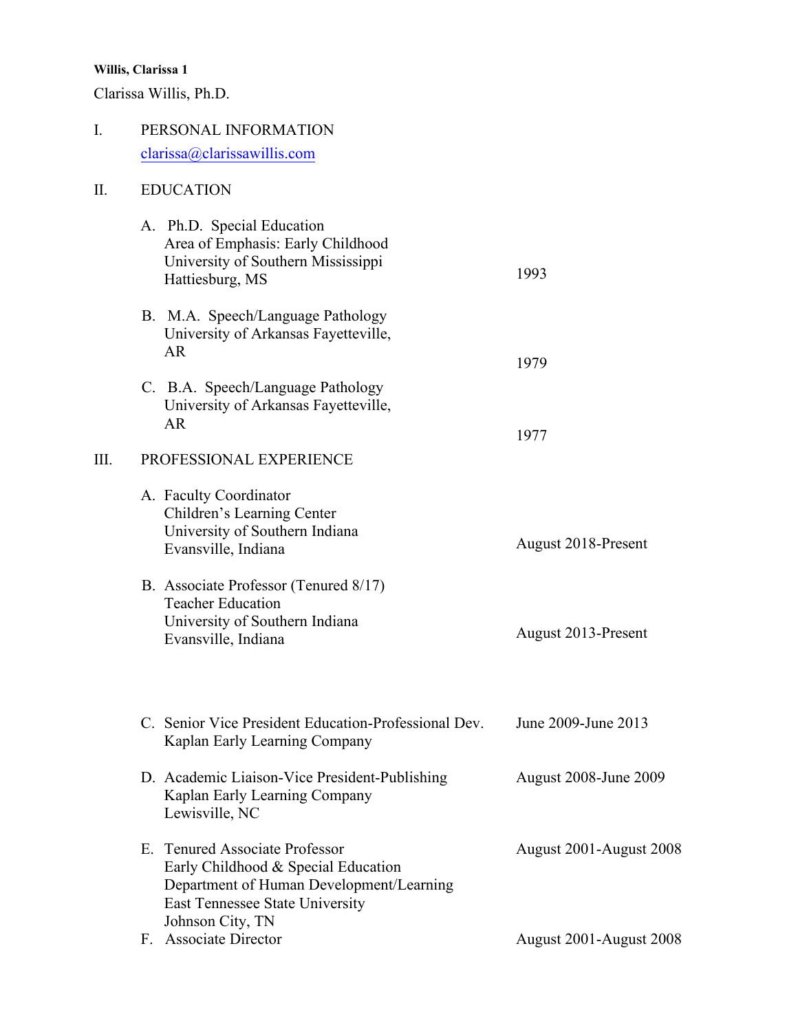Clarissa Willis, Ph.D.

## I. PERSONAL INFORMATION

clarissa@clarissawillis.com

## II. EDUCATION

A. Ph.D. Special Education
   Area of Emphasis: Early Childhood
   University of Southern Mississippi
   Hattiesburg, MS — 1993

B. M.A. Speech/Language Pathology
   University of Arkansas Fayetteville, AR — 1979

C. B.A. Speech/Language Pathology
   University of Arkansas Fayetteville, AR — 1977

## III. PROFESSIONAL EXPERIENCE

A. Faculty Coordinator
   Children's Learning Center
   University of Southern Indiana
   Evansville, Indiana — August 2018-Present

B. Associate Professor (Tenured 8/17)
   Teacher Education
   University of Southern Indiana
   Evansville, Indiana — August 2013-Present

C. Senior Vice President Education-Professional Dev. — June 2009-June 2013
   Kaplan Early Learning Company

D. Academic Liaison-Vice President-Publishing — August 2008-June 2009
   Kaplan Early Learning Company
   Lewisville, NC

E. Tenured Associate Professor — August 2001-August 2008
   Early Childhood & Special Education
   Department of Human Development/Learning
   East Tennessee State University
   Johnson City, TN

F. Associate Director — August 2001-August 2008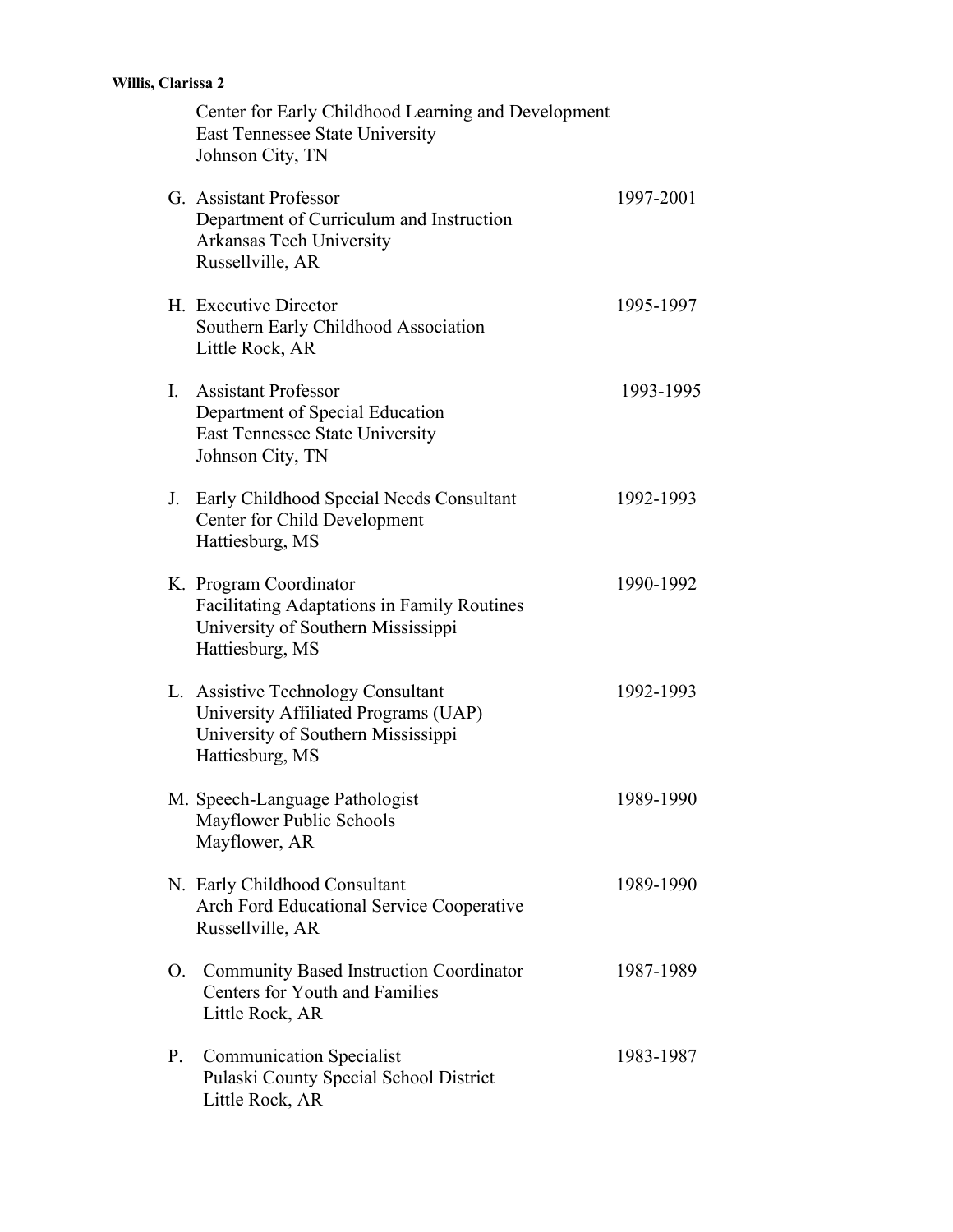Center for Early Childhood Learning and Development
East Tennessee State University
Johnson City, TN

G. Assistant Professor — 1997-2001
Department of Curriculum and Instruction
Arkansas Tech University
Russellville, AR

H. Executive Director — 1995-1997
Southern Early Childhood Association
Little Rock, AR

I. Assistant Professor — 1993-1995
Department of Special Education
East Tennessee State University
Johnson City, TN

J. Early Childhood Special Needs Consultant — 1992-1993
Center for Child Development
Hattiesburg, MS

K. Program Coordinator — 1990-1992
Facilitating Adaptations in Family Routines
University of Southern Mississippi
Hattiesburg, MS

L. Assistive Technology Consultant — 1992-1993
University Affiliated Programs (UAP)
University of Southern Mississippi
Hattiesburg, MS

M. Speech-Language Pathologist — 1989-1990
Mayflower Public Schools
Mayflower, AR

N. Early Childhood Consultant — 1989-1990
Arch Ford Educational Service Cooperative
Russellville, AR

O. Community Based Instruction Coordinator — 1987-1989
Centers for Youth and Families
Little Rock, AR

P. Communication Specialist — 1983-1987
Pulaski County Special School District
Little Rock, AR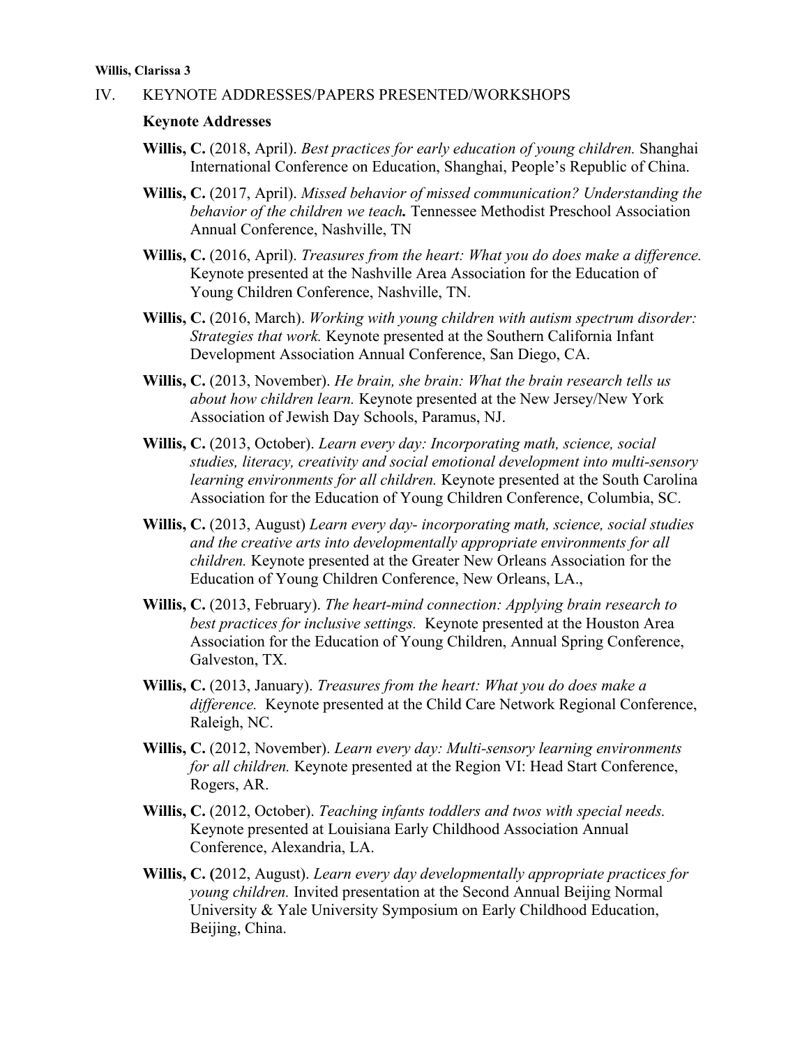IV. KEYNOTE ADDRESSES/PAPERS PRESENTED/WORKSHOPS

### Keynote Addresses

**Willis, C.** (2018, April). *Best practices for early education of young children.* Shanghai International Conference on Education, Shanghai, People's Republic of China.

**Willis, C.** (2017, April). *Missed behavior of missed communication? Understanding the behavior of the children we teach.* Tennessee Methodist Preschool Association Annual Conference, Nashville, TN

**Willis, C.** (2016, April). *Treasures from the heart: What you do does make a difference.* Keynote presented at the Nashville Area Association for the Education of Young Children Conference, Nashville, TN.

**Willis, C.** (2016, March). *Working with young children with autism spectrum disorder: Strategies that work.* Keynote presented at the Southern California Infant Development Association Annual Conference, San Diego, CA.

**Willis, C.** (2013, November). *He brain, she brain: What the brain research tells us about how children learn.* Keynote presented at the New Jersey/New York Association of Jewish Day Schools, Paramus, NJ.

**Willis, C.** (2013, October). *Learn every day: Incorporating math, science, social studies, literacy, creativity and social emotional development into multi-sensory learning environments for all children.* Keynote presented at the South Carolina Association for the Education of Young Children Conference, Columbia, SC.

**Willis, C.** (2013, August) *Learn every day- incorporating math, science, social studies and the creative arts into developmentally appropriate environments for all children.* Keynote presented at the Greater New Orleans Association for the Education of Young Children Conference, New Orleans, LA.,

**Willis, C.** (2013, February). *The heart-mind connection: Applying brain research to best practices for inclusive settings.* Keynote presented at the Houston Area Association for the Education of Young Children, Annual Spring Conference, Galveston, TX.

**Willis, C.** (2013, January). *Treasures from the heart: What you do does make a difference.* Keynote presented at the Child Care Network Regional Conference, Raleigh, NC.

**Willis, C.** (2012, November). *Learn every day: Multi-sensory learning environments for all children.* Keynote presented at the Region VI: Head Start Conference, Rogers, AR.

**Willis, C.** (2012, October). *Teaching infants toddlers and twos with special needs.* Keynote presented at Louisiana Early Childhood Association Annual Conference, Alexandria, LA.

**Willis, C. (**2012, August). *Learn every day developmentally appropriate practices for young children.* Invited presentation at the Second Annual Beijing Normal University & Yale University Symposium on Early Childhood Education, Beijing, China.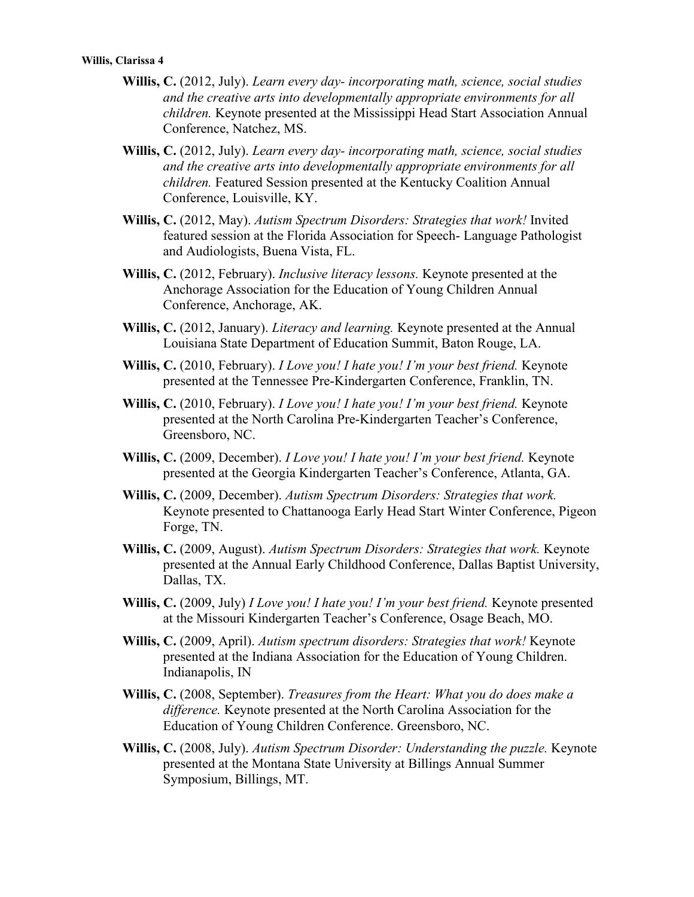**Willis, C.** (2012, July). *Learn every day- incorporating math, science, social studies and the creative arts into developmentally appropriate environments for all children.* Keynote presented at the Mississippi Head Start Association Annual Conference, Natchez, MS.

**Willis, C.** (2012, July). *Learn every day- incorporating math, science, social studies and the creative arts into developmentally appropriate environments for all children.* Featured Session presented at the Kentucky Coalition Annual Conference, Louisville, KY.

**Willis, C.** (2012, May). *Autism Spectrum Disorders: Strategies that work!* Invited featured session at the Florida Association for Speech- Language Pathologist and Audiologists, Buena Vista, FL.

**Willis, C.** (2012, February). *Inclusive literacy lessons.* Keynote presented at the Anchorage Association for the Education of Young Children Annual Conference, Anchorage, AK.

**Willis, C.** (2012, January). *Literacy and learning.* Keynote presented at the Annual Louisiana State Department of Education Summit, Baton Rouge, LA.

**Willis, C.** (2010, February). *I Love you! I hate you! I'm your best friend.* Keynote presented at the Tennessee Pre-Kindergarten Conference, Franklin, TN.

**Willis, C.** (2010, February). *I Love you! I hate you! I'm your best friend.* Keynote presented at the North Carolina Pre-Kindergarten Teacher's Conference, Greensboro, NC.

**Willis, C.** (2009, December). *I Love you! I hate you! I'm your best friend.* Keynote presented at the Georgia Kindergarten Teacher's Conference, Atlanta, GA.

**Willis, C.** (2009, December). *Autism Spectrum Disorders: Strategies that work.* Keynote presented to Chattanooga Early Head Start Winter Conference, Pigeon Forge, TN.

**Willis, C.** (2009, August). *Autism Spectrum Disorders: Strategies that work.* Keynote presented at the Annual Early Childhood Conference, Dallas Baptist University, Dallas, TX.

**Willis, C.** (2009, July) *I Love you! I hate you! I'm your best friend.* Keynote presented at the Missouri Kindergarten Teacher's Conference, Osage Beach, MO.

**Willis, C.** (2009, April). *Autism spectrum disorders: Strategies that work!* Keynote presented at the Indiana Association for the Education of Young Children. Indianapolis, IN

**Willis, C.** (2008, September). *Treasures from the Heart: What you do does make a difference.* Keynote presented at the North Carolina Association for the Education of Young Children Conference. Greensboro, NC.

**Willis, C.** (2008, July). *Autism Spectrum Disorder: Understanding the puzzle.* Keynote presented at the Montana State University at Billings Annual Summer Symposium, Billings, MT.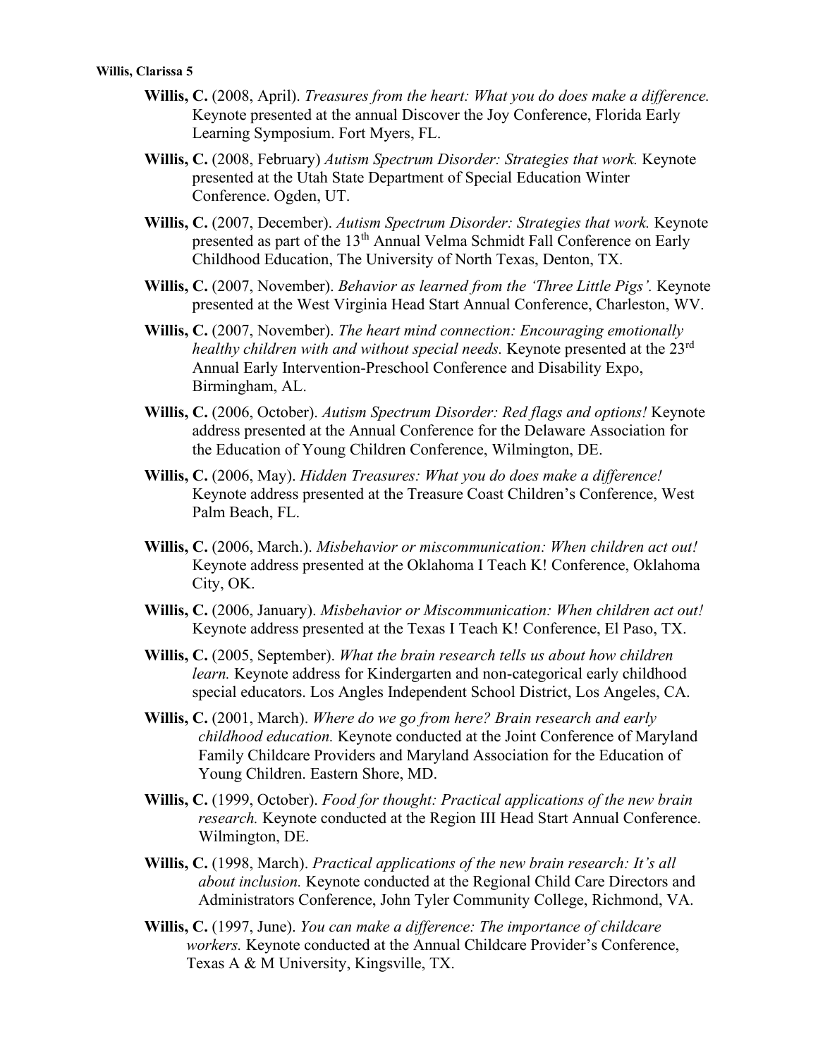**Willis, C.** (2008, April). *Treasures from the heart: What you do does make a difference.* Keynote presented at the annual Discover the Joy Conference, Florida Early Learning Symposium. Fort Myers, FL.

**Willis, C.** (2008, February) *Autism Spectrum Disorder: Strategies that work.* Keynote presented at the Utah State Department of Special Education Winter Conference. Ogden, UT.

**Willis, C.** (2007, December). *Autism Spectrum Disorder: Strategies that work.* Keynote presented as part of the 13th Annual Velma Schmidt Fall Conference on Early Childhood Education, The University of North Texas, Denton, TX.

**Willis, C.** (2007, November). *Behavior as learned from the 'Three Little Pigs'.* Keynote presented at the West Virginia Head Start Annual Conference, Charleston, WV.

**Willis, C.** (2007, November). *The heart mind connection: Encouraging emotionally healthy children with and without special needs.* Keynote presented at the 23rd Annual Early Intervention-Preschool Conference and Disability Expo, Birmingham, AL.

**Willis, C.** (2006, October). *Autism Spectrum Disorder: Red flags and options!* Keynote address presented at the Annual Conference for the Delaware Association for the Education of Young Children Conference, Wilmington, DE.

**Willis, C.** (2006, May). *Hidden Treasures: What you do does make a difference!* Keynote address presented at the Treasure Coast Children's Conference, West Palm Beach, FL.

**Willis, C.** (2006, March.). *Misbehavior or miscommunication: When children act out!* Keynote address presented at the Oklahoma I Teach K! Conference, Oklahoma City, OK.

**Willis, C.** (2006, January). *Misbehavior or Miscommunication: When children act out!* Keynote address presented at the Texas I Teach K! Conference, El Paso, TX.

**Willis, C.** (2005, September). *What the brain research tells us about how children learn.* Keynote address for Kindergarten and non-categorical early childhood special educators. Los Angles Independent School District, Los Angeles, CA.

**Willis, C.** (2001, March). *Where do we go from here? Brain research and early childhood education.* Keynote conducted at the Joint Conference of Maryland Family Childcare Providers and Maryland Association for the Education of Young Children. Eastern Shore, MD.

**Willis, C.** (1999, October). *Food for thought: Practical applications of the new brain research.* Keynote conducted at the Region III Head Start Annual Conference. Wilmington, DE.

**Willis, C.** (1998, March). *Practical applications of the new brain research: It's all about inclusion.* Keynote conducted at the Regional Child Care Directors and Administrators Conference, John Tyler Community College, Richmond, VA.

**Willis, C.** (1997, June). *You can make a difference: The importance of childcare workers.* Keynote conducted at the Annual Childcare Provider's Conference, Texas A & M University, Kingsville, TX.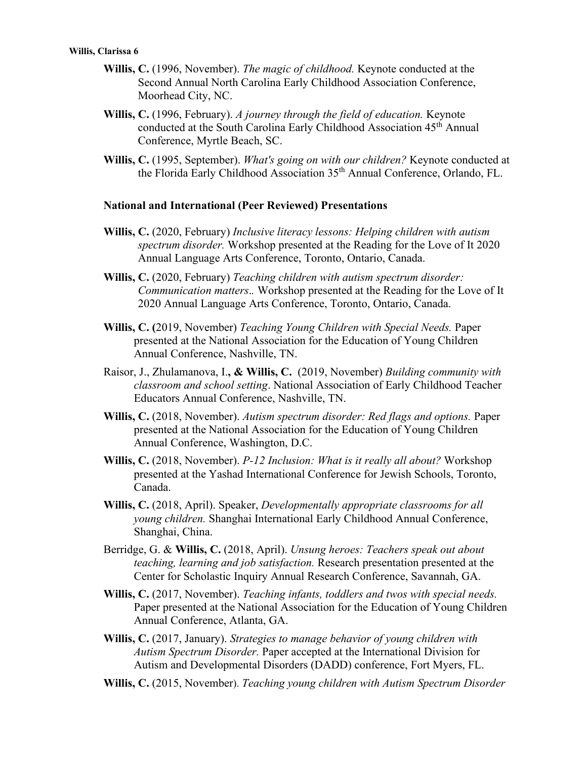**Willis, C.** (1996, November). *The magic of childhood.* Keynote conducted at the Second Annual North Carolina Early Childhood Association Conference, Moorhead City, NC.

**Willis, C.** (1996, February). *A journey through the field of education.* Keynote conducted at the South Carolina Early Childhood Association 45th Annual Conference, Myrtle Beach, SC.

**Willis, C.** (1995, September). *What's going on with our children?* Keynote conducted at the Florida Early Childhood Association 35th Annual Conference, Orlando, FL.

### National and International (Peer Reviewed) Presentations

**Willis, C.** (2020, February) *Inclusive literacy lessons: Helping children with autism spectrum disorder.* Workshop presented at the Reading for the Love of It 2020 Annual Language Arts Conference, Toronto, Ontario, Canada.

**Willis, C.** (2020, February) *Teaching children with autism spectrum disorder: Communication matters..* Workshop presented at the Reading for the Love of It 2020 Annual Language Arts Conference, Toronto, Ontario, Canada.

**Willis, C. (**2019, November) *Teaching Young Children with Special Needs.* Paper presented at the National Association for the Education of Young Children Annual Conference, Nashville, TN.

Raisor, J., Zhulamanova, I.**, & Willis, C.** (2019, November) *Building community with classroom and school setting*. National Association of Early Childhood Teacher Educators Annual Conference, Nashville, TN.

**Willis, C.** (2018, November). *Autism spectrum disorder: Red flags and options.* Paper presented at the National Association for the Education of Young Children Annual Conference, Washington, D.C.

**Willis, C.** (2018, November). *P-12 Inclusion: What is it really all about?* Workshop presented at the Yashad International Conference for Jewish Schools, Toronto, Canada.

**Willis, C.** (2018, April). Speaker, *Developmentally appropriate classrooms for all young children.* Shanghai International Early Childhood Annual Conference, Shanghai, China.

Berridge, G. & **Willis, C.** (2018, April). *Unsung heroes: Teachers speak out about teaching, learning and job satisfaction.* Research presentation presented at the Center for Scholastic Inquiry Annual Research Conference, Savannah, GA.

**Willis, C.** (2017, November). *Teaching infants, toddlers and twos with special needs.* Paper presented at the National Association for the Education of Young Children Annual Conference, Atlanta, GA.

**Willis, C.** (2017, January). *Strategies to manage behavior of young children with Autism Spectrum Disorder.* Paper accepted at the International Division for Autism and Developmental Disorders (DADD) conference, Fort Myers, FL.

**Willis, C.** (2015, November). *Teaching young children with Autism Spectrum Disorder*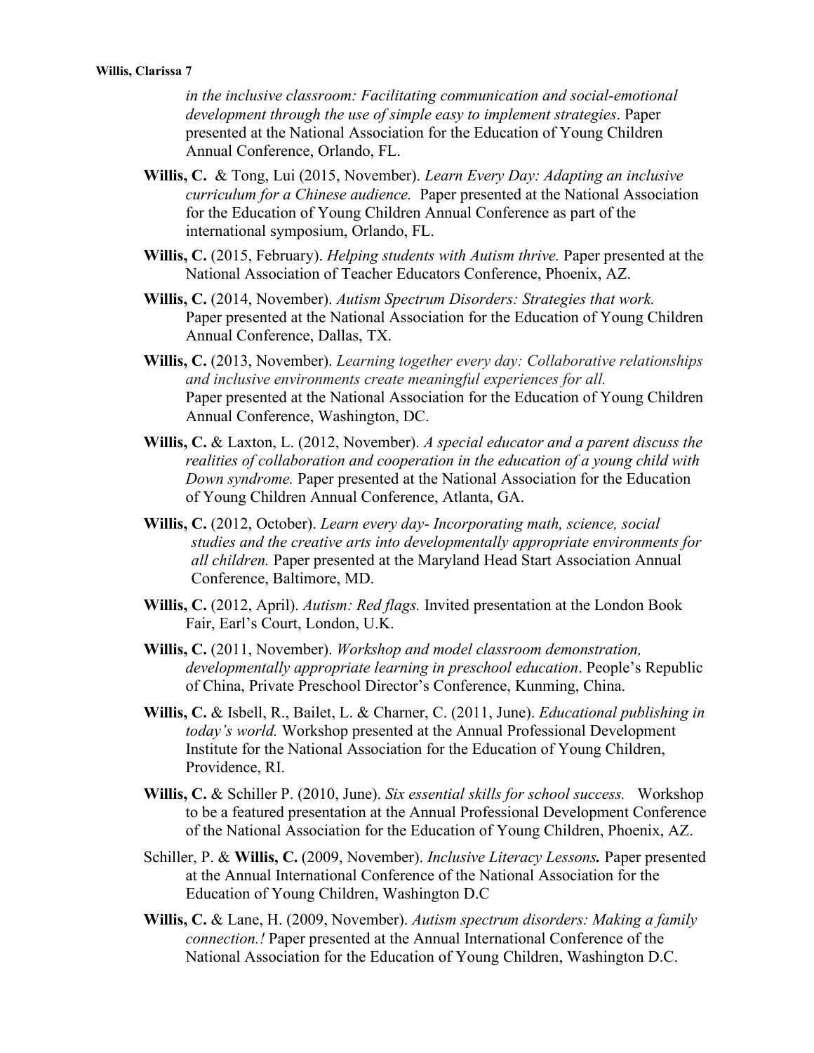*in the inclusive classroom: Facilitating communication and social-emotional development through the use of simple easy to implement strategies*. Paper presented at the National Association for the Education of Young Children Annual Conference, Orlando, FL.

**Willis, C.** & Tong, Lui (2015, November). *Learn Every Day: Adapting an inclusive curriculum for a Chinese audience.* Paper presented at the National Association for the Education of Young Children Annual Conference as part of the international symposium, Orlando, FL.

**Willis, C.** (2015, February). *Helping students with Autism thrive.* Paper presented at the National Association of Teacher Educators Conference, Phoenix, AZ.

**Willis, C.** (2014, November). *Autism Spectrum Disorders: Strategies that work.* Paper presented at the National Association for the Education of Young Children Annual Conference, Dallas, TX.

**Willis, C.** (2013, November). *Learning together every day: Collaborative relationships and inclusive environments create meaningful experiences for all.* Paper presented at the National Association for the Education of Young Children Annual Conference, Washington, DC.

**Willis, C.** & Laxton, L. (2012, November). *A special educator and a parent discuss the realities of collaboration and cooperation in the education of a young child with Down syndrome.* Paper presented at the National Association for the Education of Young Children Annual Conference, Atlanta, GA.

**Willis, C.** (2012, October). *Learn every day- Incorporating math, science, social studies and the creative arts into developmentally appropriate environments for all children.* Paper presented at the Maryland Head Start Association Annual Conference, Baltimore, MD.

**Willis, C.** (2012, April). *Autism: Red flags.* Invited presentation at the London Book Fair, Earl's Court, London, U.K.

**Willis, C.** (2011, November). *Workshop and model classroom demonstration, developmentally appropriate learning in preschool education*. People's Republic of China, Private Preschool Director's Conference, Kunming, China.

**Willis, C.** & Isbell, R., Bailet, L. & Charner, C. (2011, June). *Educational publishing in today's world.* Workshop presented at the Annual Professional Development Institute for the National Association for the Education of Young Children, Providence, RI.

**Willis, C.** & Schiller P. (2010, June). *Six essential skills for school success.* Workshop to be a featured presentation at the Annual Professional Development Conference of the National Association for the Education of Young Children, Phoenix, AZ.

Schiller, P. & **Willis, C.** (2009, November). ***Inclusive Literacy Lessons.*** Paper presented at the Annual International Conference of the National Association for the Education of Young Children, Washington D.C

**Willis, C.** & Lane, H. (2009, November). *Autism spectrum disorders: Making a family connection.!* Paper presented at the Annual International Conference of the National Association for the Education of Young Children, Washington D.C.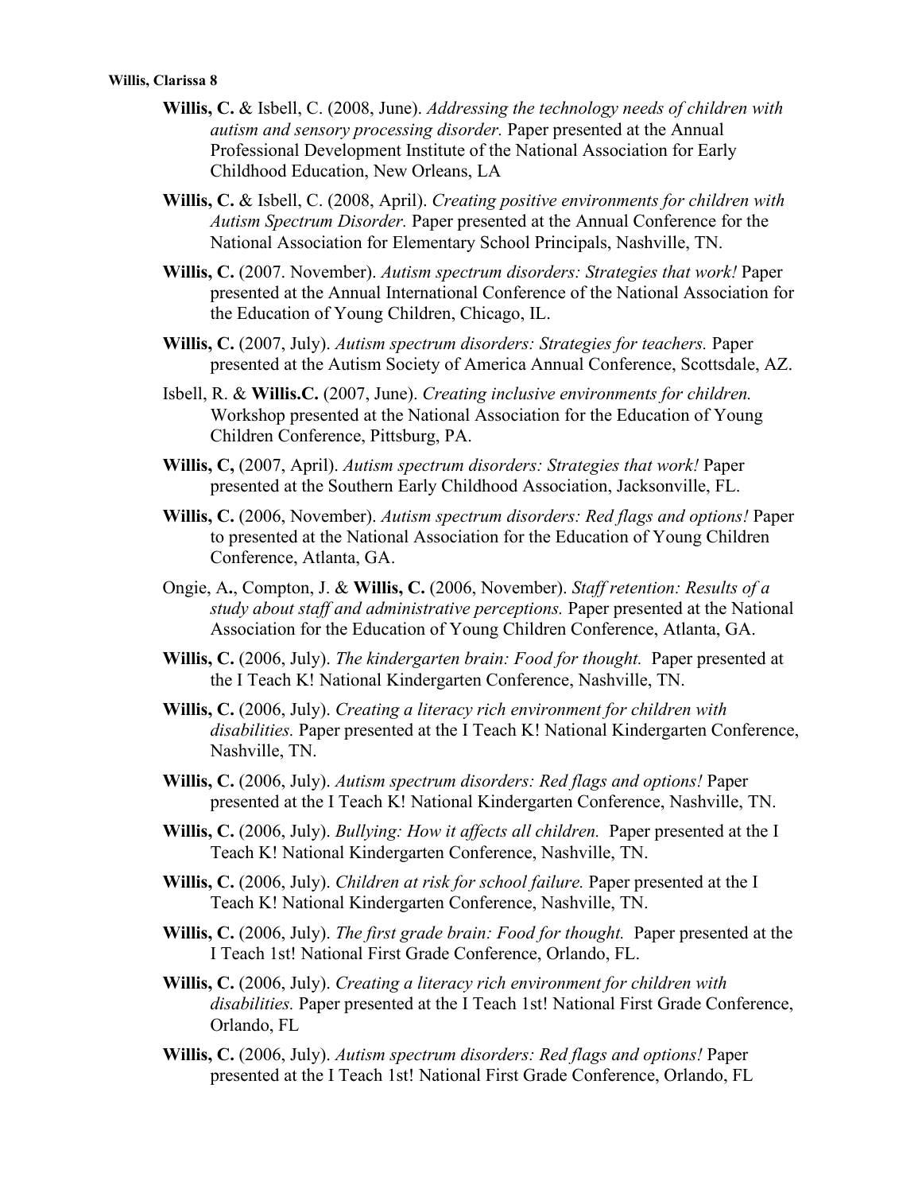**Willis, C.** & Isbell, C. (2008, June). *Addressing the technology needs of children with autism and sensory processing disorder.* Paper presented at the Annual Professional Development Institute of the National Association for Early Childhood Education, New Orleans, LA

**Willis, C.** & Isbell, C. (2008, April). *Creating positive environments for children with Autism Spectrum Disorder.* Paper presented at the Annual Conference for the National Association for Elementary School Principals, Nashville, TN.

**Willis, C.** (2007. November). *Autism spectrum disorders: Strategies that work!* Paper presented at the Annual International Conference of the National Association for the Education of Young Children, Chicago, IL.

**Willis, C.** (2007, July). *Autism spectrum disorders: Strategies for teachers.* Paper presented at the Autism Society of America Annual Conference, Scottsdale, AZ.

Isbell, R. & **Willis.C.** (2007, June). *Creating inclusive environments for children.* Workshop presented at the National Association for the Education of Young Children Conference, Pittsburg, PA.

**Willis, C,** (2007, April). *Autism spectrum disorders: Strategies that work!* Paper presented at the Southern Early Childhood Association, Jacksonville, FL.

**Willis, C.** (2006, November). *Autism spectrum disorders: Red flags and options!* Paper to presented at the National Association for the Education of Young Children Conference, Atlanta, GA.

Ongie, A**.**, Compton, J. & **Willis, C.** (2006, November). *Staff retention: Results of a study about staff and administrative perceptions.* Paper presented at the National Association for the Education of Young Children Conference, Atlanta, GA.

**Willis, C.** (2006, July). *The kindergarten brain: Food for thought.* Paper presented at the I Teach K! National Kindergarten Conference, Nashville, TN.

**Willis, C.** (2006, July). *Creating a literacy rich environment for children with disabilities.* Paper presented at the I Teach K! National Kindergarten Conference, Nashville, TN.

**Willis, C.** (2006, July). *Autism spectrum disorders: Red flags and options!* Paper presented at the I Teach K! National Kindergarten Conference, Nashville, TN.

**Willis, C.** (2006, July). *Bullying: How it affects all children.* Paper presented at the I Teach K! National Kindergarten Conference, Nashville, TN.

**Willis, C.** (2006, July). *Children at risk for school failure.* Paper presented at the I Teach K! National Kindergarten Conference, Nashville, TN.

**Willis, C.** (2006, July). *The first grade brain: Food for thought.* Paper presented at the I Teach 1st! National First Grade Conference, Orlando, FL.

**Willis, C.** (2006, July). *Creating a literacy rich environment for children with disabilities.* Paper presented at the I Teach 1st! National First Grade Conference, Orlando, FL

**Willis, C.** (2006, July). *Autism spectrum disorders: Red flags and options!* Paper presented at the I Teach 1st! National First Grade Conference, Orlando, FL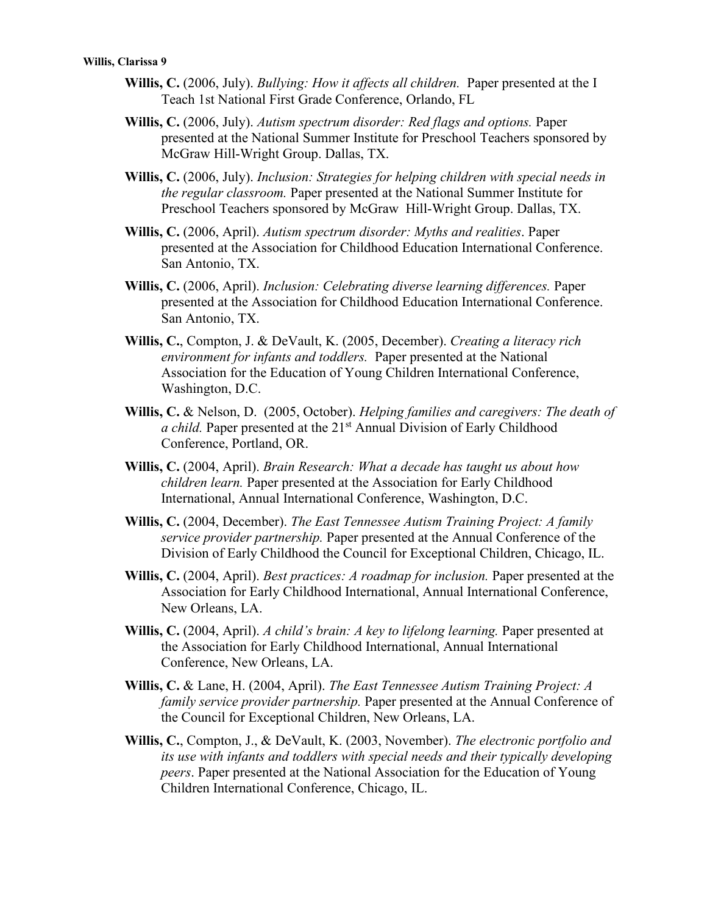**Willis, C.** (2006, July). *Bullying: How it affects all children.* Paper presented at the I Teach 1st National First Grade Conference, Orlando, FL

**Willis, C.** (2006, July). *Autism spectrum disorder: Red flags and options.* Paper presented at the National Summer Institute for Preschool Teachers sponsored by McGraw Hill-Wright Group. Dallas, TX.

**Willis, C.** (2006, July). *Inclusion: Strategies for helping children with special needs in the regular classroom.* Paper presented at the National Summer Institute for Preschool Teachers sponsored by McGraw Hill-Wright Group. Dallas, TX.

**Willis, C.** (2006, April). *Autism spectrum disorder: Myths and realities*. Paper presented at the Association for Childhood Education International Conference. San Antonio, TX.

**Willis, C.** (2006, April). *Inclusion: Celebrating diverse learning differences.* Paper presented at the Association for Childhood Education International Conference. San Antonio, TX.

**Willis, C.**, Compton, J. & DeVault, K. (2005, December). *Creating a literacy rich environment for infants and toddlers.* Paper presented at the National Association for the Education of Young Children International Conference, Washington, D.C.

**Willis, C.** & Nelson, D. (2005, October). *Helping families and caregivers: The death of a child.* Paper presented at the 21st Annual Division of Early Childhood Conference, Portland, OR.

**Willis, C.** (2004, April). *Brain Research: What a decade has taught us about how children learn.* Paper presented at the Association for Early Childhood International, Annual International Conference, Washington, D.C.

**Willis, C.** (2004, December). *The East Tennessee Autism Training Project: A family service provider partnership.* Paper presented at the Annual Conference of the Division of Early Childhood the Council for Exceptional Children, Chicago, IL.

**Willis, C.** (2004, April). *Best practices: A roadmap for inclusion.* Paper presented at the Association for Early Childhood International, Annual International Conference, New Orleans, LA.

**Willis, C.** (2004, April). *A child's brain: A key to lifelong learning.* Paper presented at the Association for Early Childhood International, Annual International Conference, New Orleans, LA.

**Willis, C.** & Lane, H. (2004, April). *The East Tennessee Autism Training Project: A family service provider partnership.* Paper presented at the Annual Conference of the Council for Exceptional Children, New Orleans, LA.

**Willis, C.**, Compton, J., & DeVault, K. (2003, November). *The electronic portfolio and its use with infants and toddlers with special needs and their typically developing peers*. Paper presented at the National Association for the Education of Young Children International Conference, Chicago, IL.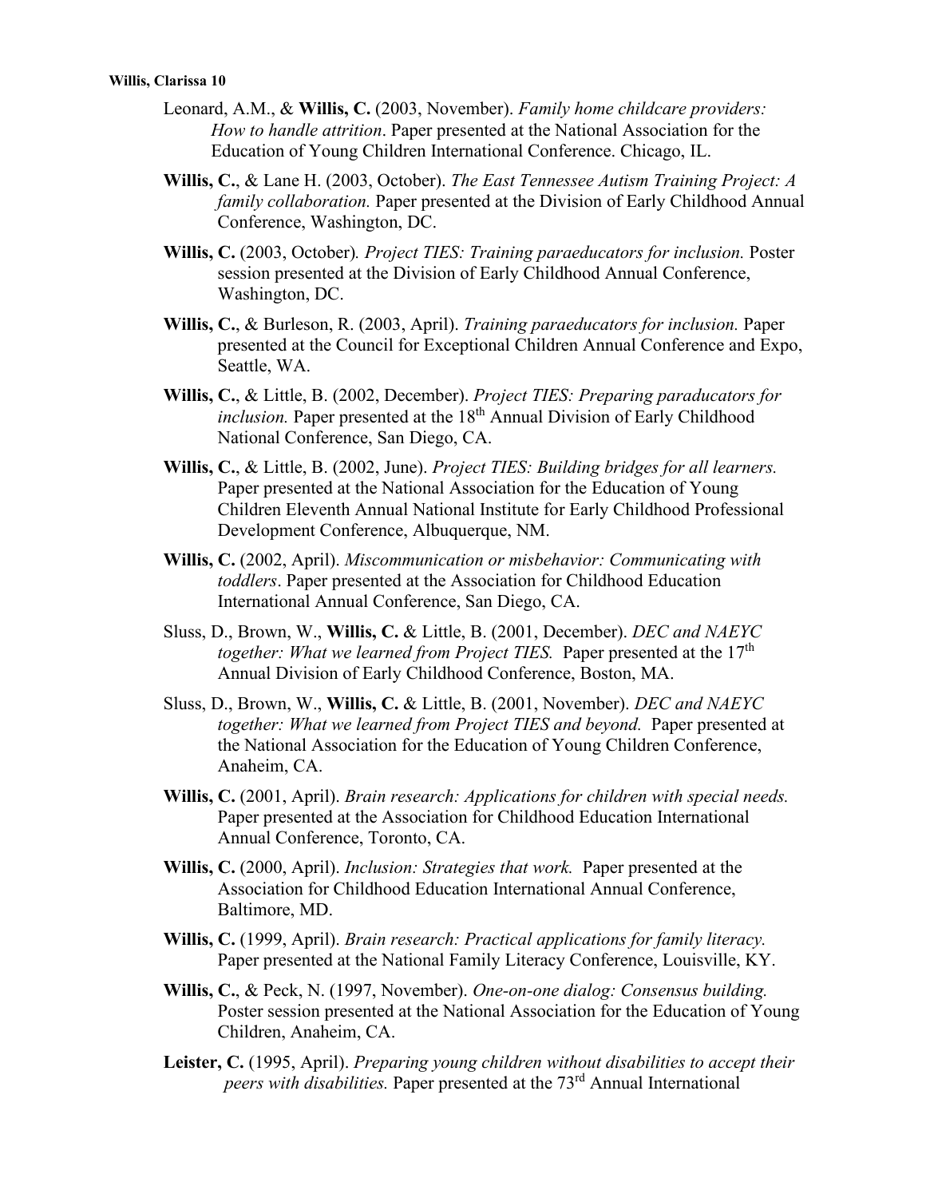Leonard, A.M., & **Willis, C.** (2003, November). *Family home childcare providers: How to handle attrition*. Paper presented at the National Association for the Education of Young Children International Conference. Chicago, IL.

**Willis, C.**, & Lane H. (2003, October). *The East Tennessee Autism Training Project: A family collaboration.* Paper presented at the Division of Early Childhood Annual Conference, Washington, DC.

**Willis, C.** (2003, October). *Project TIES: Training paraeducators for inclusion.* Poster session presented at the Division of Early Childhood Annual Conference, Washington, DC.

**Willis, C.**, & Burleson, R. (2003, April). *Training paraeducators for inclusion.* Paper presented at the Council for Exceptional Children Annual Conference and Expo, Seattle, WA.

**Willis, C.**, & Little, B. (2002, December). *Project TIES: Preparing paraducators for inclusion.* Paper presented at the 18th Annual Division of Early Childhood National Conference, San Diego, CA.

**Willis, C.**, & Little, B. (2002, June). *Project TIES: Building bridges for all learners.* Paper presented at the National Association for the Education of Young Children Eleventh Annual National Institute for Early Childhood Professional Development Conference, Albuquerque, NM.

**Willis, C.** (2002, April). *Miscommunication or misbehavior: Communicating with toddlers*. Paper presented at the Association for Childhood Education International Annual Conference, San Diego, CA.

Sluss, D., Brown, W., **Willis, C.** & Little, B. (2001, December). *DEC and NAEYC together: What we learned from Project TIES.* Paper presented at the 17th Annual Division of Early Childhood Conference, Boston, MA.

Sluss, D., Brown, W., **Willis, C.** & Little, B. (2001, November). *DEC and NAEYC together: What we learned from Project TIES and beyond.* Paper presented at the National Association for the Education of Young Children Conference, Anaheim, CA.

**Willis, C.** (2001, April). *Brain research: Applications for children with special needs.* Paper presented at the Association for Childhood Education International Annual Conference, Toronto, CA.

**Willis, C.** (2000, April). *Inclusion: Strategies that work.* Paper presented at the Association for Childhood Education International Annual Conference, Baltimore, MD.

**Willis, C.** (1999, April). *Brain research: Practical applications for family literacy.* Paper presented at the National Family Literacy Conference, Louisville, KY.

**Willis, C.**, & Peck, N. (1997, November). *One-on-one dialog: Consensus building.* Poster session presented at the National Association for the Education of Young Children, Anaheim, CA.

**Leister, C.** (1995, April). *Preparing young children without disabilities to accept their peers with disabilities.* Paper presented at the 73rd Annual International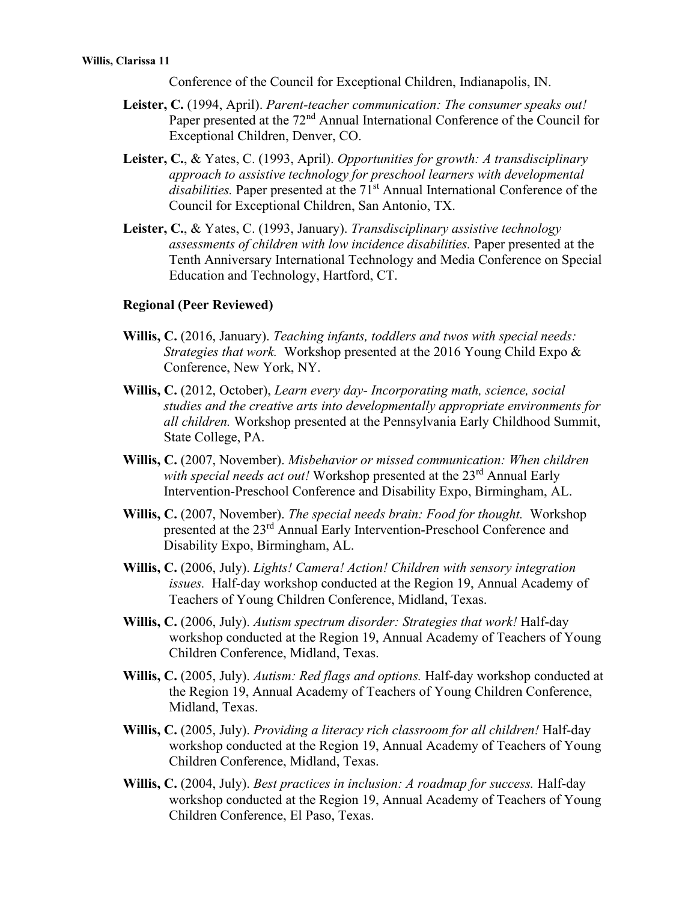Conference of the Council for Exceptional Children, Indianapolis, IN.

**Leister, C.** (1994, April). *Parent-teacher communication: The consumer speaks out!* Paper presented at the 72nd Annual International Conference of the Council for Exceptional Children, Denver, CO.

**Leister, C.**, & Yates, C. (1993, April). *Opportunities for growth: A transdisciplinary approach to assistive technology for preschool learners with developmental disabilities.* Paper presented at the 71st Annual International Conference of the Council for Exceptional Children, San Antonio, TX.

**Leister, C.**, & Yates, C. (1993, January). *Transdisciplinary assistive technology assessments of children with low incidence disabilities.* Paper presented at the Tenth Anniversary International Technology and Media Conference on Special Education and Technology, Hartford, CT.

**Regional (Peer Reviewed)**

**Willis, C.** (2016, January). *Teaching infants, toddlers and twos with special needs: Strategies that work.* Workshop presented at the 2016 Young Child Expo & Conference, New York, NY.

**Willis, C.** (2012, October), *Learn every day- Incorporating math, science, social studies and the creative arts into developmentally appropriate environments for all children.* Workshop presented at the Pennsylvania Early Childhood Summit, State College, PA.

**Willis, C.** (2007, November). *Misbehavior or missed communication: When children with special needs act out!* Workshop presented at the 23rd Annual Early Intervention-Preschool Conference and Disability Expo, Birmingham, AL.

**Willis, C.** (2007, November). *The special needs brain: Food for thought.* Workshop presented at the 23rd Annual Early Intervention-Preschool Conference and Disability Expo, Birmingham, AL.

**Willis, C.** (2006, July). *Lights! Camera! Action! Children with sensory integration issues.* Half-day workshop conducted at the Region 19, Annual Academy of Teachers of Young Children Conference, Midland, Texas.

**Willis, C.** (2006, July). *Autism spectrum disorder: Strategies that work!* Half-day workshop conducted at the Region 19, Annual Academy of Teachers of Young Children Conference, Midland, Texas.

**Willis, C.** (2005, July). *Autism: Red flags and options.* Half-day workshop conducted at the Region 19, Annual Academy of Teachers of Young Children Conference, Midland, Texas.

**Willis, C.** (2005, July). *Providing a literacy rich classroom for all children!* Half-day workshop conducted at the Region 19, Annual Academy of Teachers of Young Children Conference, Midland, Texas.

**Willis, C.** (2004, July). *Best practices in inclusion: A roadmap for success.* Half-day workshop conducted at the Region 19, Annual Academy of Teachers of Young Children Conference, El Paso, Texas.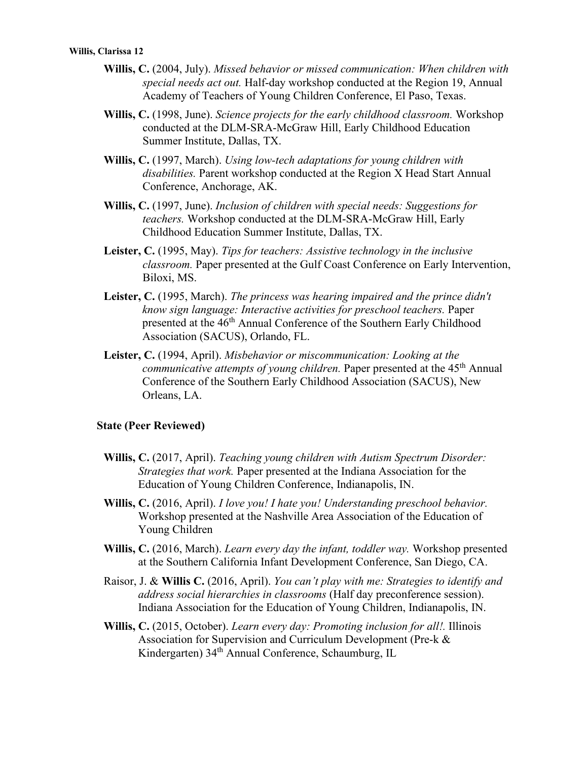**Willis, C.** (2004, July). *Missed behavior or missed communication: When children with special needs act out.* Half-day workshop conducted at the Region 19, Annual Academy of Teachers of Young Children Conference, El Paso, Texas.

**Willis, C.** (1998, June). *Science projects for the early childhood classroom.* Workshop conducted at the DLM-SRA-McGraw Hill, Early Childhood Education Summer Institute, Dallas, TX.

**Willis, C.** (1997, March). *Using low-tech adaptations for young children with disabilities.* Parent workshop conducted at the Region X Head Start Annual Conference, Anchorage, AK.

**Willis, C.** (1997, June). *Inclusion of children with special needs: Suggestions for teachers.* Workshop conducted at the DLM-SRA-McGraw Hill, Early Childhood Education Summer Institute, Dallas, TX.

**Leister, C.** (1995, May). *Tips for teachers: Assistive technology in the inclusive classroom.* Paper presented at the Gulf Coast Conference on Early Intervention, Biloxi, MS.

**Leister, C.** (1995, March). *The princess was hearing impaired and the prince didn't know sign language: Interactive activities for preschool teachers.* Paper presented at the 46th Annual Conference of the Southern Early Childhood Association (SACUS), Orlando, FL.

**Leister, C.** (1994, April). *Misbehavior or miscommunication: Looking at the communicative attempts of young children.* Paper presented at the 45th Annual Conference of the Southern Early Childhood Association (SACUS), New Orleans, LA.

### State (Peer Reviewed)

**Willis, C.** (2017, April). *Teaching young children with Autism Spectrum Disorder: Strategies that work.* Paper presented at the Indiana Association for the Education of Young Children Conference, Indianapolis, IN.

**Willis, C.** (2016, April). *I love you! I hate you! Understanding preschool behavior.* Workshop presented at the Nashville Area Association of the Education of Young Children

**Willis, C.** (2016, March). *Learn every day the infant, toddler way.* Workshop presented at the Southern California Infant Development Conference, San Diego, CA.

Raisor, J. & **Willis C.** (2016, April). *You can't play with me: Strategies to identify and address social hierarchies in classrooms* (Half day preconference session). Indiana Association for the Education of Young Children, Indianapolis, IN.

**Willis, C.** (2015, October). *Learn every day: Promoting inclusion for all!.* Illinois Association for Supervision and Curriculum Development (Pre-k & Kindergarten) 34th Annual Conference, Schaumburg, IL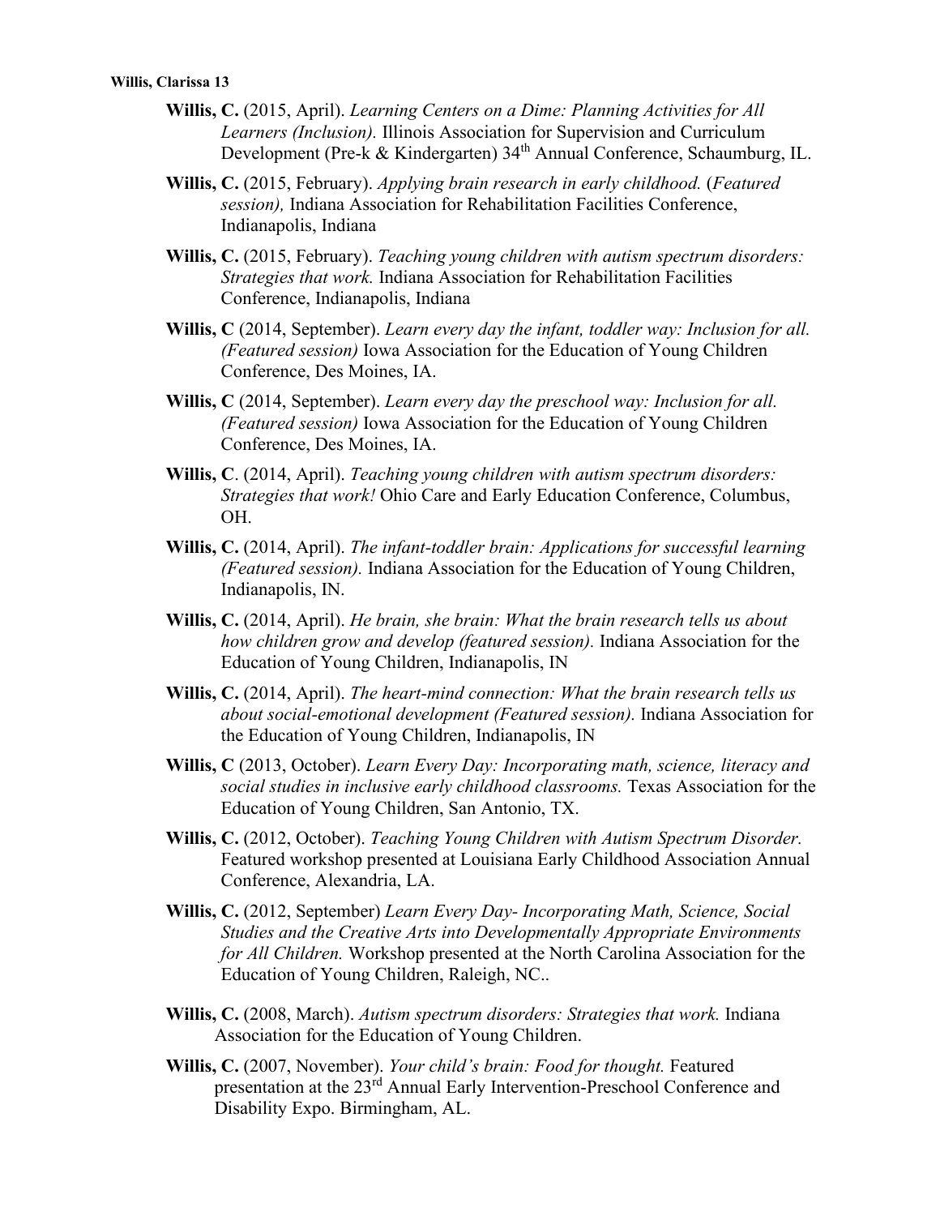**Willis, C.** (2015, April). *Learning Centers on a Dime: Planning Activities for All Learners (Inclusion).* Illinois Association for Supervision and Curriculum Development (Pre-k & Kindergarten) 34th Annual Conference, Schaumburg, IL.

**Willis, C.** (2015, February). *Applying brain research in early childhood.* (*Featured session),* Indiana Association for Rehabilitation Facilities Conference, Indianapolis, Indiana

**Willis, C.** (2015, February). *Teaching young children with autism spectrum disorders: Strategies that work.* Indiana Association for Rehabilitation Facilities Conference, Indianapolis, Indiana

**Willis, C** (2014, September). *Learn every day the infant, toddler way: Inclusion for all. (Featured session)* Iowa Association for the Education of Young Children Conference, Des Moines, IA.

**Willis, C** (2014, September). *Learn every day the preschool way: Inclusion for all. (Featured session)* Iowa Association for the Education of Young Children Conference, Des Moines, IA.

**Willis, C**. (2014, April). *Teaching young children with autism spectrum disorders: Strategies that work!* Ohio Care and Early Education Conference, Columbus, OH.

**Willis, C.** (2014, April). *The infant-toddler brain: Applications for successful learning (Featured session).* Indiana Association for the Education of Young Children, Indianapolis, IN.

**Willis, C.** (2014, April). *He brain, she brain: What the brain research tells us about how children grow and develop (featured session).* Indiana Association for the Education of Young Children, Indianapolis, IN

**Willis, C.** (2014, April). *The heart-mind connection: What the brain research tells us about social-emotional development (Featured session).* Indiana Association for the Education of Young Children, Indianapolis, IN

**Willis, C** (2013, October). *Learn Every Day: Incorporating math, science, literacy and social studies in inclusive early childhood classrooms.* Texas Association for the Education of Young Children, San Antonio, TX.

**Willis, C.** (2012, October). *Teaching Young Children with Autism Spectrum Disorder.* Featured workshop presented at Louisiana Early Childhood Association Annual Conference, Alexandria, LA.

**Willis, C.** (2012, September) *Learn Every Day- Incorporating Math, Science, Social Studies and the Creative Arts into Developmentally Appropriate Environments for All Children.* Workshop presented at the North Carolina Association for the Education of Young Children, Raleigh, NC..

**Willis, C.** (2008, March). *Autism spectrum disorders: Strategies that work.* Indiana Association for the Education of Young Children.

**Willis, C.** (2007, November). *Your child's brain: Food for thought.* Featured presentation at the 23rd Annual Early Intervention-Preschool Conference and Disability Expo. Birmingham, AL.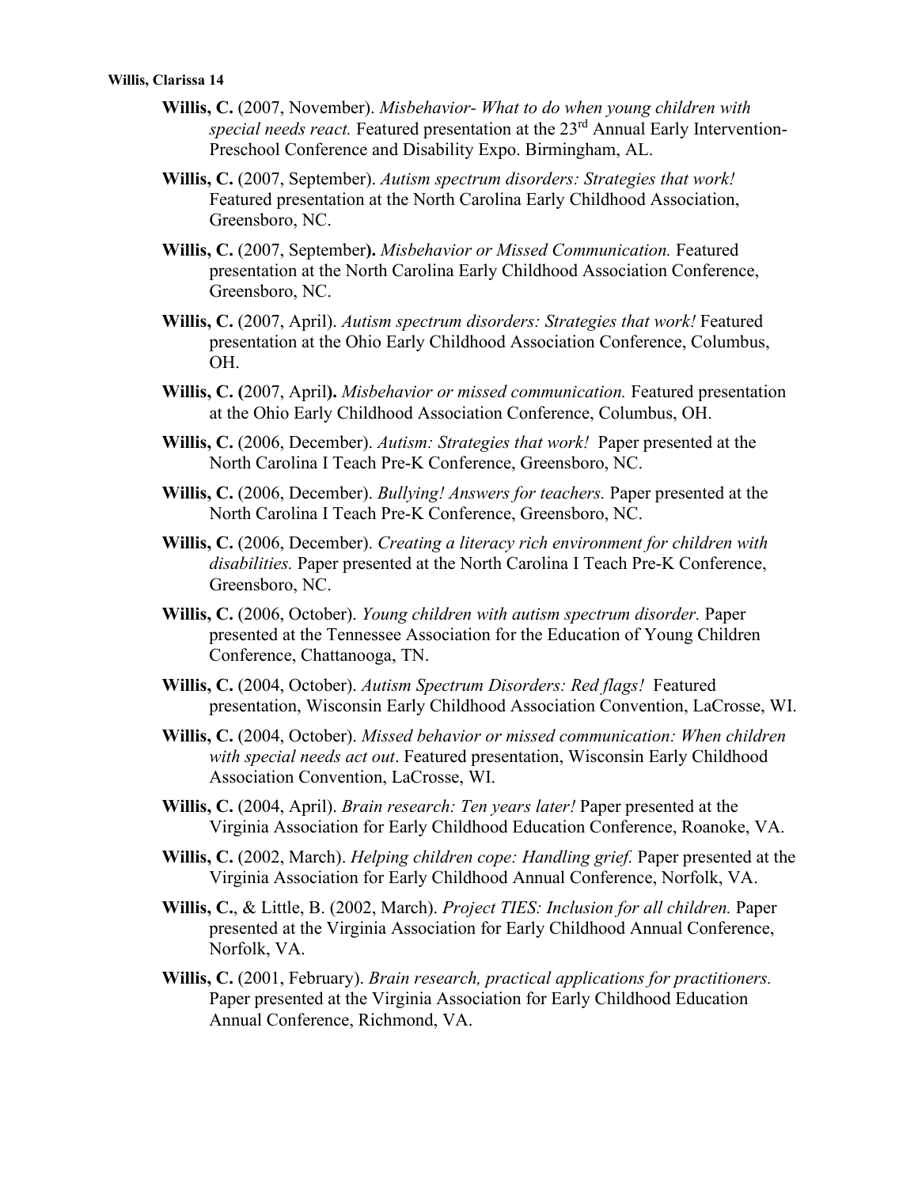**Willis, C.** (2007, November). *Misbehavior- What to do when young children with special needs react.* Featured presentation at the 23rd Annual Early Intervention-Preschool Conference and Disability Expo. Birmingham, AL.

**Willis, C.** (2007, September). *Autism spectrum disorders: Strategies that work!* Featured presentation at the North Carolina Early Childhood Association, Greensboro, NC.

**Willis, C.** (2007, September**).** *Misbehavior or Missed Communication.* Featured presentation at the North Carolina Early Childhood Association Conference, Greensboro, NC.

**Willis, C.** (2007, April). *Autism spectrum disorders: Strategies that work!* Featured presentation at the Ohio Early Childhood Association Conference, Columbus, OH.

**Willis, C. (**2007, April**).** *Misbehavior or missed communication.* Featured presentation at the Ohio Early Childhood Association Conference, Columbus, OH.

**Willis, C.** (2006, December). *Autism: Strategies that work!* Paper presented at the North Carolina I Teach Pre-K Conference, Greensboro, NC.

**Willis, C.** (2006, December). *Bullying! Answers for teachers.* Paper presented at the North Carolina I Teach Pre-K Conference, Greensboro, NC.

**Willis, C.** (2006, December). *Creating a literacy rich environment for children with disabilities.* Paper presented at the North Carolina I Teach Pre-K Conference, Greensboro, NC.

**Willis, C.** (2006, October). *Young children with autism spectrum disorder.* Paper presented at the Tennessee Association for the Education of Young Children Conference, Chattanooga, TN.

**Willis, C.** (2004, October). *Autism Spectrum Disorders: Red flags!* Featured presentation, Wisconsin Early Childhood Association Convention, LaCrosse, WI.

**Willis, C.** (2004, October). *Missed behavior or missed communication: When children with special needs act out*. Featured presentation, Wisconsin Early Childhood Association Convention, LaCrosse, WI.

**Willis, C.** (2004, April). *Brain research: Ten years later!* Paper presented at the Virginia Association for Early Childhood Education Conference, Roanoke, VA.

**Willis, C.** (2002, March). *Helping children cope: Handling grief.* Paper presented at the Virginia Association for Early Childhood Annual Conference, Norfolk, VA.

**Willis, C.**, & Little, B. (2002, March). *Project TIES: Inclusion for all children.* Paper presented at the Virginia Association for Early Childhood Annual Conference, Norfolk, VA.

**Willis, C.** (2001, February). *Brain research, practical applications for practitioners.* Paper presented at the Virginia Association for Early Childhood Education Annual Conference, Richmond, VA.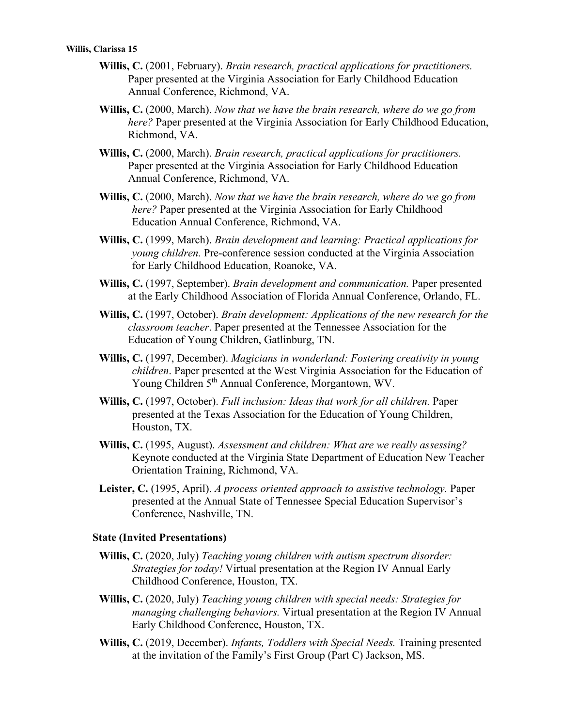**Willis, C.** (2001, February). *Brain research, practical applications for practitioners.* Paper presented at the Virginia Association for Early Childhood Education Annual Conference, Richmond, VA.

**Willis, C.** (2000, March). *Now that we have the brain research, where do we go from here?* Paper presented at the Virginia Association for Early Childhood Education, Richmond, VA.

**Willis, C.** (2000, March). *Brain research, practical applications for practitioners.* Paper presented at the Virginia Association for Early Childhood Education Annual Conference, Richmond, VA.

**Willis, C.** (2000, March). *Now that we have the brain research, where do we go from here?* Paper presented at the Virginia Association for Early Childhood Education Annual Conference, Richmond, VA.

**Willis, C.** (1999, March). *Brain development and learning: Practical applications for young children.* Pre-conference session conducted at the Virginia Association for Early Childhood Education, Roanoke, VA.

**Willis, C.** (1997, September). *Brain development and communication.* Paper presented at the Early Childhood Association of Florida Annual Conference, Orlando, FL.

**Willis, C.** (1997, October). *Brain development: Applications of the new research for the classroom teacher*. Paper presented at the Tennessee Association for the Education of Young Children, Gatlinburg, TN.

**Willis, C.** (1997, December). *Magicians in wonderland: Fostering creativity in young children*. Paper presented at the West Virginia Association for the Education of Young Children 5th Annual Conference, Morgantown, WV.

**Willis, C.** (1997, October). *Full inclusion: Ideas that work for all children.* Paper presented at the Texas Association for the Education of Young Children, Houston, TX.

**Willis, C.** (1995, August). *Assessment and children: What are we really assessing?* Keynote conducted at the Virginia State Department of Education New Teacher Orientation Training, Richmond, VA.

**Leister, C.** (1995, April). *A process oriented approach to assistive technology.* Paper presented at the Annual State of Tennessee Special Education Supervisor's Conference, Nashville, TN.

**State (Invited Presentations)**

**Willis, C.** (2020, July) *Teaching young children with autism spectrum disorder: Strategies for today!* Virtual presentation at the Region IV Annual Early Childhood Conference, Houston, TX.

**Willis, C.** (2020, July) *Teaching young children with special needs: Strategies for managing challenging behaviors.* Virtual presentation at the Region IV Annual Early Childhood Conference, Houston, TX.

**Willis, C.** (2019, December). *Infants, Toddlers with Special Needs.* Training presented at the invitation of the Family's First Group (Part C) Jackson, MS.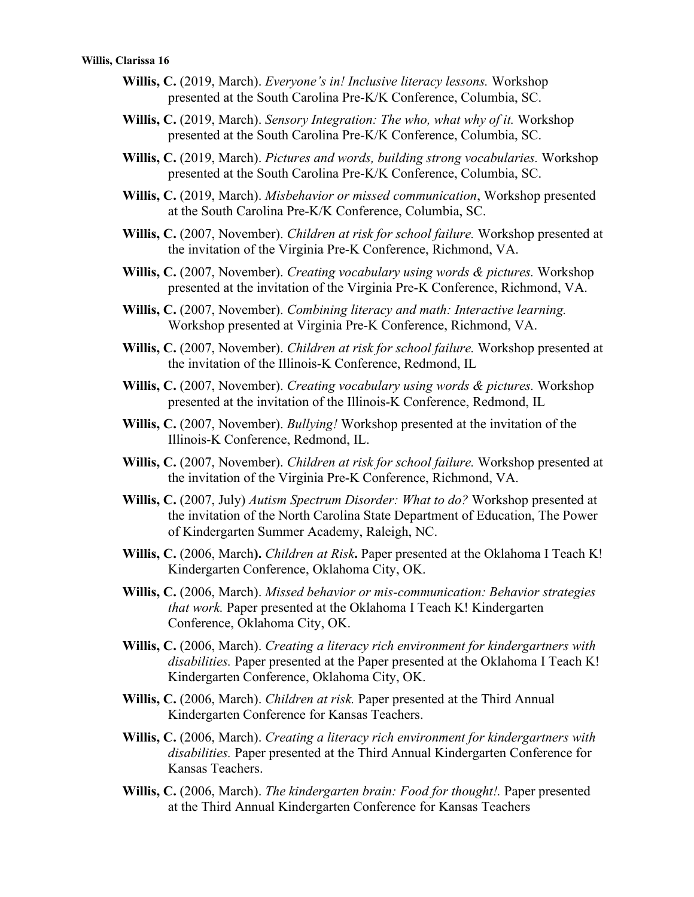**Willis, C.** (2019, March). *Everyone's in! Inclusive literacy lessons.* Workshop presented at the South Carolina Pre-K/K Conference, Columbia, SC.

**Willis, C.** (2019, March). *Sensory Integration: The who, what why of it.* Workshop presented at the South Carolina Pre-K/K Conference, Columbia, SC.

**Willis, C.** (2019, March). *Pictures and words, building strong vocabularies.* Workshop presented at the South Carolina Pre-K/K Conference, Columbia, SC.

**Willis, C.** (2019, March). *Misbehavior or missed communication*, Workshop presented at the South Carolina Pre-K/K Conference, Columbia, SC.

**Willis, C.** (2007, November). *Children at risk for school failure.* Workshop presented at the invitation of the Virginia Pre-K Conference, Richmond, VA.

**Willis, C.** (2007, November). *Creating vocabulary using words & pictures.* Workshop presented at the invitation of the Virginia Pre-K Conference, Richmond, VA.

**Willis, C.** (2007, November). *Combining literacy and math: Interactive learning.* Workshop presented at Virginia Pre-K Conference, Richmond, VA.

**Willis, C.** (2007, November). *Children at risk for school failure.* Workshop presented at the invitation of the Illinois-K Conference, Redmond, IL

**Willis, C.** (2007, November). *Creating vocabulary using words & pictures.* Workshop presented at the invitation of the Illinois-K Conference, Redmond, IL

**Willis, C.** (2007, November). *Bullying!* Workshop presented at the invitation of the Illinois-K Conference, Redmond, IL.

**Willis, C.** (2007, November). *Children at risk for school failure.* Workshop presented at the invitation of the Virginia Pre-K Conference, Richmond, VA.

**Willis, C.** (2007, July) *Autism Spectrum Disorder: What to do?* Workshop presented at the invitation of the North Carolina State Department of Education, The Power of Kindergarten Summer Academy, Raleigh, NC.

**Willis, C.** (2006, March**).** *Children at Risk***.** Paper presented at the Oklahoma I Teach K! Kindergarten Conference, Oklahoma City, OK.

**Willis, C.** (2006, March). *Missed behavior or mis-communication: Behavior strategies that work.* Paper presented at the Oklahoma I Teach K! Kindergarten Conference, Oklahoma City, OK.

**Willis, C.** (2006, March). *Creating a literacy rich environment for kindergartners with disabilities.* Paper presented at the Paper presented at the Oklahoma I Teach K! Kindergarten Conference, Oklahoma City, OK.

**Willis, C.** (2006, March). *Children at risk.* Paper presented at the Third Annual Kindergarten Conference for Kansas Teachers.

**Willis, C.** (2006, March). *Creating a literacy rich environment for kindergartners with disabilities.* Paper presented at the Third Annual Kindergarten Conference for Kansas Teachers.

**Willis, C.** (2006, March). *The kindergarten brain: Food for thought!.* Paper presented at the Third Annual Kindergarten Conference for Kansas Teachers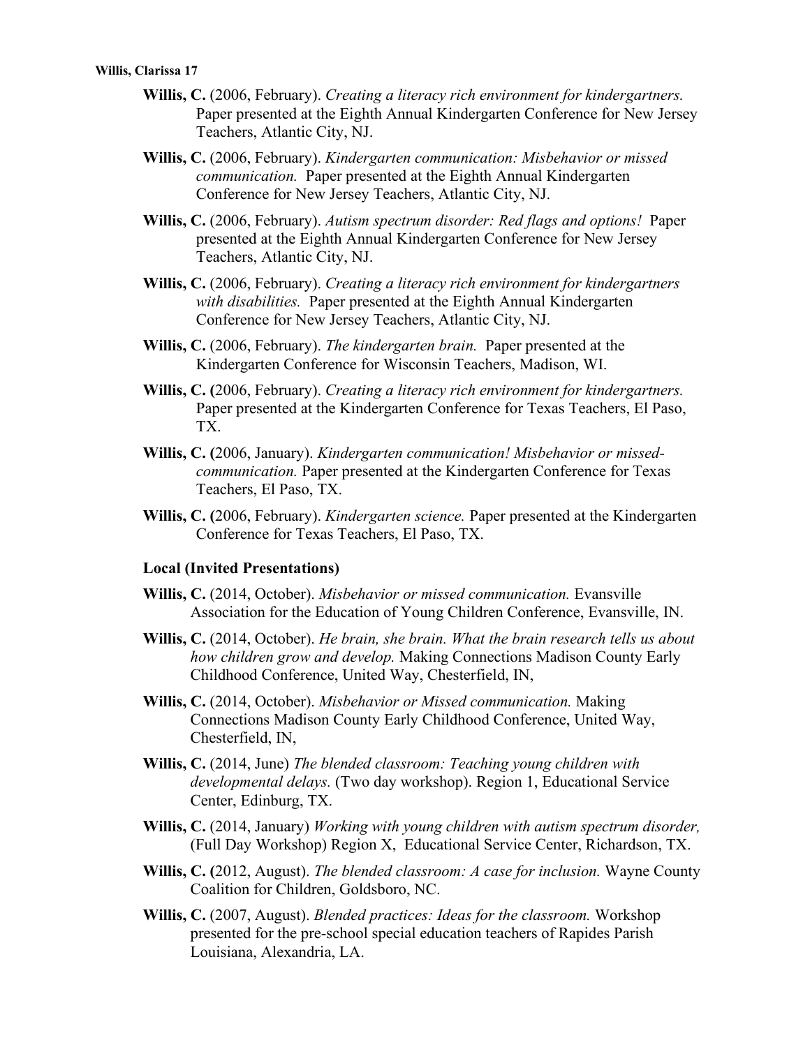**Willis, C.** (2006, February). *Creating a literacy rich environment for kindergartners.* Paper presented at the Eighth Annual Kindergarten Conference for New Jersey Teachers, Atlantic City, NJ.

**Willis, C.** (2006, February). *Kindergarten communication: Misbehavior or missed communication.* Paper presented at the Eighth Annual Kindergarten Conference for New Jersey Teachers, Atlantic City, NJ.

**Willis, C.** (2006, February). *Autism spectrum disorder: Red flags and options!* Paper presented at the Eighth Annual Kindergarten Conference for New Jersey Teachers, Atlantic City, NJ.

**Willis, C.** (2006, February). *Creating a literacy rich environment for kindergartners with disabilities.* Paper presented at the Eighth Annual Kindergarten Conference for New Jersey Teachers, Atlantic City, NJ.

**Willis, C.** (2006, February). *The kindergarten brain.* Paper presented at the Kindergarten Conference for Wisconsin Teachers, Madison, WI.

**Willis, C. (**2006, February). *Creating a literacy rich environment for kindergartners.* Paper presented at the Kindergarten Conference for Texas Teachers, El Paso, TX.

**Willis, C. (**2006, January). *Kindergarten communication! Misbehavior or missed-communication.* Paper presented at the Kindergarten Conference for Texas Teachers, El Paso, TX.

**Willis, C. (**2006, February). *Kindergarten science.* Paper presented at the Kindergarten Conference for Texas Teachers, El Paso, TX.

### Local (Invited Presentations)

**Willis, C.** (2014, October). *Misbehavior or missed communication.* Evansville Association for the Education of Young Children Conference, Evansville, IN.

**Willis, C.** (2014, October). *He brain, she brain. What the brain research tells us about how children grow and develop.* Making Connections Madison County Early Childhood Conference, United Way, Chesterfield, IN,

**Willis, C.** (2014, October). *Misbehavior or Missed communication.* Making Connections Madison County Early Childhood Conference, United Way, Chesterfield, IN,

**Willis, C.** (2014, June) *The blended classroom: Teaching young children with developmental delays.* (Two day workshop). Region 1, Educational Service Center, Edinburg, TX.

**Willis, C.** (2014, January) *Working with young children with autism spectrum disorder,* (Full Day Workshop) Region X, Educational Service Center, Richardson, TX.

**Willis, C. (**2012, August). *The blended classroom: A case for inclusion.* Wayne County Coalition for Children, Goldsboro, NC.

**Willis, C.** (2007, August). *Blended practices: Ideas for the classroom.* Workshop presented for the pre-school special education teachers of Rapides Parish Louisiana, Alexandria, LA.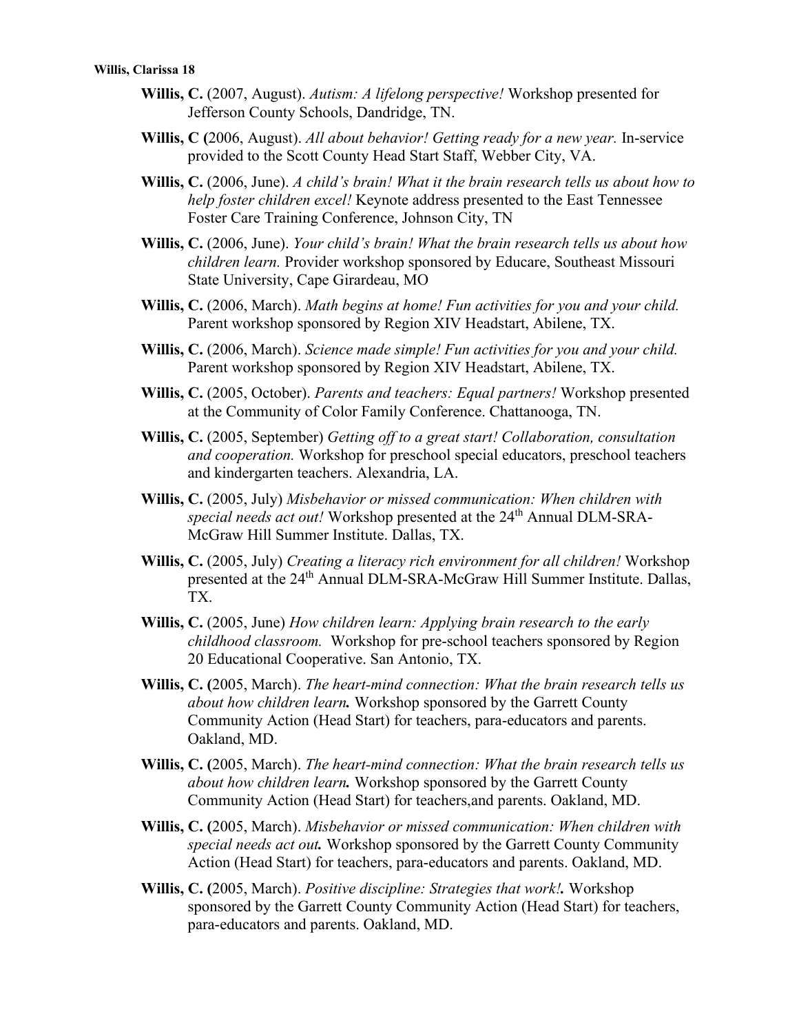**Willis, C.** (2007, August). *Autism: A lifelong perspective!* Workshop presented for Jefferson County Schools, Dandridge, TN.

**Willis, C (**2006, August). *All about behavior! Getting ready for a new year.* In-service provided to the Scott County Head Start Staff, Webber City, VA.

**Willis, C.** (2006, June). *A child's brain! What it the brain research tells us about how to help foster children excel!* Keynote address presented to the East Tennessee Foster Care Training Conference, Johnson City, TN

**Willis, C.** (2006, June). *Your child's brain! What the brain research tells us about how children learn.* Provider workshop sponsored by Educare, Southeast Missouri State University, Cape Girardeau, MO

**Willis, C.** (2006, March). *Math begins at home! Fun activities for you and your child.* Parent workshop sponsored by Region XIV Headstart, Abilene, TX.

**Willis, C.** (2006, March). *Science made simple! Fun activities for you and your child.* Parent workshop sponsored by Region XIV Headstart, Abilene, TX.

**Willis, C.** (2005, October). *Parents and teachers: Equal partners!* Workshop presented at the Community of Color Family Conference. Chattanooga, TN.

**Willis, C.** (2005, September) *Getting off to a great start! Collaboration, consultation and cooperation.* Workshop for preschool special educators, preschool teachers and kindergarten teachers. Alexandria, LA.

**Willis, C.** (2005, July) *Misbehavior or missed communication: When children with special needs act out!* Workshop presented at the 24th Annual DLM-SRA-McGraw Hill Summer Institute. Dallas, TX.

**Willis, C.** (2005, July) *Creating a literacy rich environment for all children!* Workshop presented at the 24th Annual DLM-SRA-McGraw Hill Summer Institute. Dallas, TX.

**Willis, C.** (2005, June) *How children learn: Applying brain research to the early childhood classroom.* Workshop for pre-school teachers sponsored by Region 20 Educational Cooperative. San Antonio, TX.

**Willis, C. (**2005, March). *The heart-mind connection: What the brain research tells us about how children learn.* Workshop sponsored by the Garrett County Community Action (Head Start) for teachers, para-educators and parents. Oakland, MD.

**Willis, C. (**2005, March). *The heart-mind connection: What the brain research tells us about how children learn.* Workshop sponsored by the Garrett County Community Action (Head Start) for teachers,and parents. Oakland, MD.

**Willis, C. (**2005, March). *Misbehavior or missed communication: When children with special needs act out.* Workshop sponsored by the Garrett County Community Action (Head Start) for teachers, para-educators and parents. Oakland, MD.

**Willis, C. (**2005, March). *Positive discipline: Strategies that work!.* Workshop sponsored by the Garrett County Community Action (Head Start) for teachers, para-educators and parents. Oakland, MD.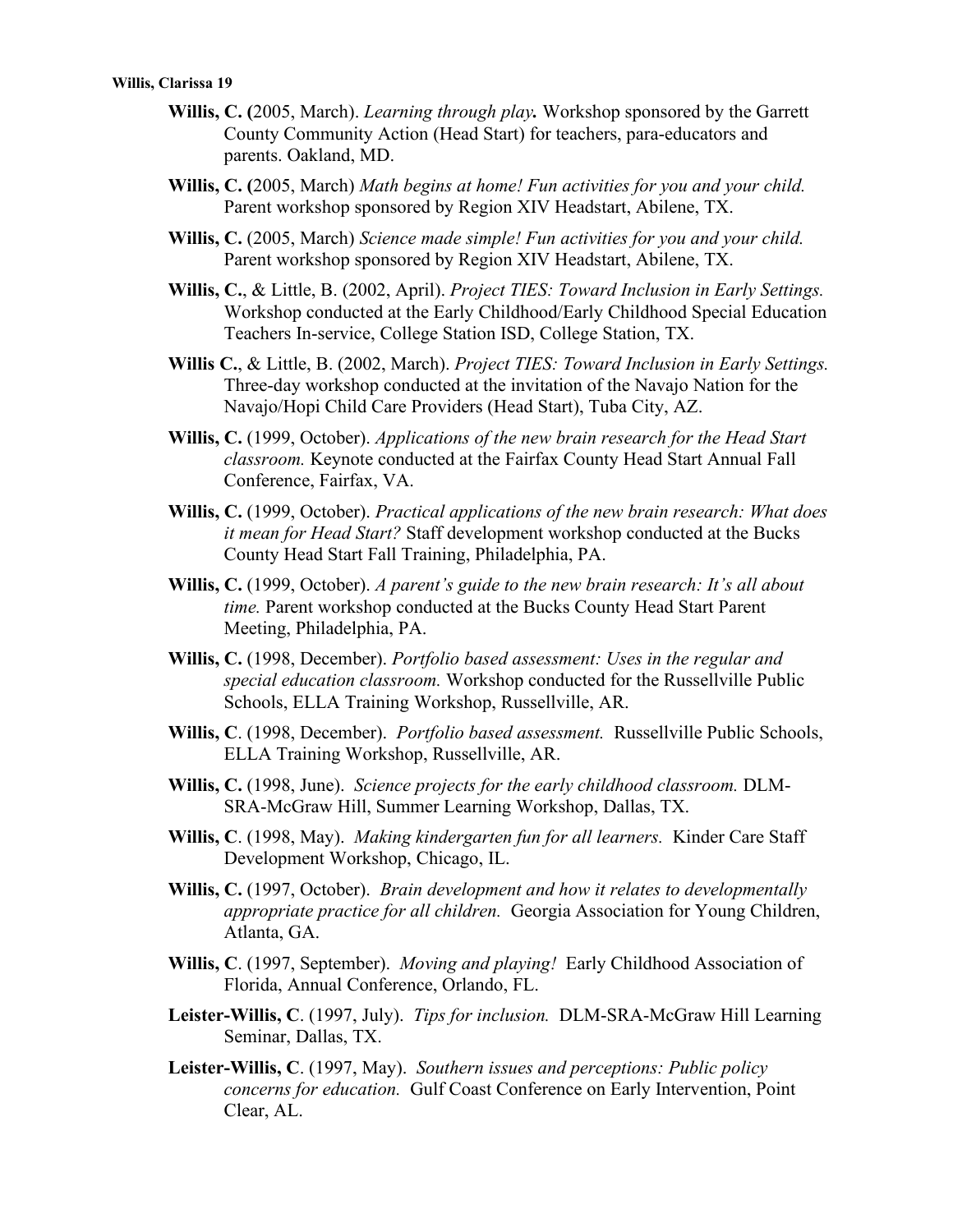**Willis, C. (**2005, March). *Learning through play.* Workshop sponsored by the Garrett County Community Action (Head Start) for teachers, para-educators and parents. Oakland, MD.

**Willis, C. (**2005, March) *Math begins at home! Fun activities for you and your child.* Parent workshop sponsored by Region XIV Headstart, Abilene, TX.

**Willis, C.** (2005, March) *Science made simple! Fun activities for you and your child.* Parent workshop sponsored by Region XIV Headstart, Abilene, TX.

**Willis, C.**, & Little, B. (2002, April). *Project TIES: Toward Inclusion in Early Settings.* Workshop conducted at the Early Childhood/Early Childhood Special Education Teachers In-service, College Station ISD, College Station, TX.

**Willis C.**, & Little, B. (2002, March). *Project TIES: Toward Inclusion in Early Settings.* Three-day workshop conducted at the invitation of the Navajo Nation for the Navajo/Hopi Child Care Providers (Head Start), Tuba City, AZ.

**Willis, C.** (1999, October). *Applications of the new brain research for the Head Start classroom.* Keynote conducted at the Fairfax County Head Start Annual Fall Conference, Fairfax, VA.

**Willis, C.** (1999, October). *Practical applications of the new brain research: What does it mean for Head Start?* Staff development workshop conducted at the Bucks County Head Start Fall Training, Philadelphia, PA.

**Willis, C.** (1999, October). *A parent's guide to the new brain research: It's all about time.* Parent workshop conducted at the Bucks County Head Start Parent Meeting, Philadelphia, PA.

**Willis, C.** (1998, December). *Portfolio based assessment: Uses in the regular and special education classroom.* Workshop conducted for the Russellville Public Schools, ELLA Training Workshop, Russellville, AR.

**Willis, C**. (1998, December). *Portfolio based assessment.* Russellville Public Schools, ELLA Training Workshop, Russellville, AR.

**Willis, C.** (1998, June). *Science projects for the early childhood classroom.* DLM-SRA-McGraw Hill, Summer Learning Workshop, Dallas, TX.

**Willis, C**. (1998, May). *Making kindergarten fun for all learners.* Kinder Care Staff Development Workshop, Chicago, IL.

**Willis, C.** (1997, October). *Brain development and how it relates to developmentally appropriate practice for all children.* Georgia Association for Young Children, Atlanta, GA.

**Willis, C**. (1997, September). *Moving and playing!* Early Childhood Association of Florida, Annual Conference, Orlando, FL.

**Leister-Willis, C**. (1997, July). *Tips for inclusion.* DLM-SRA-McGraw Hill Learning Seminar, Dallas, TX.

**Leister-Willis, C**. (1997, May). *Southern issues and perceptions: Public policy concerns for education.* Gulf Coast Conference on Early Intervention, Point Clear, AL.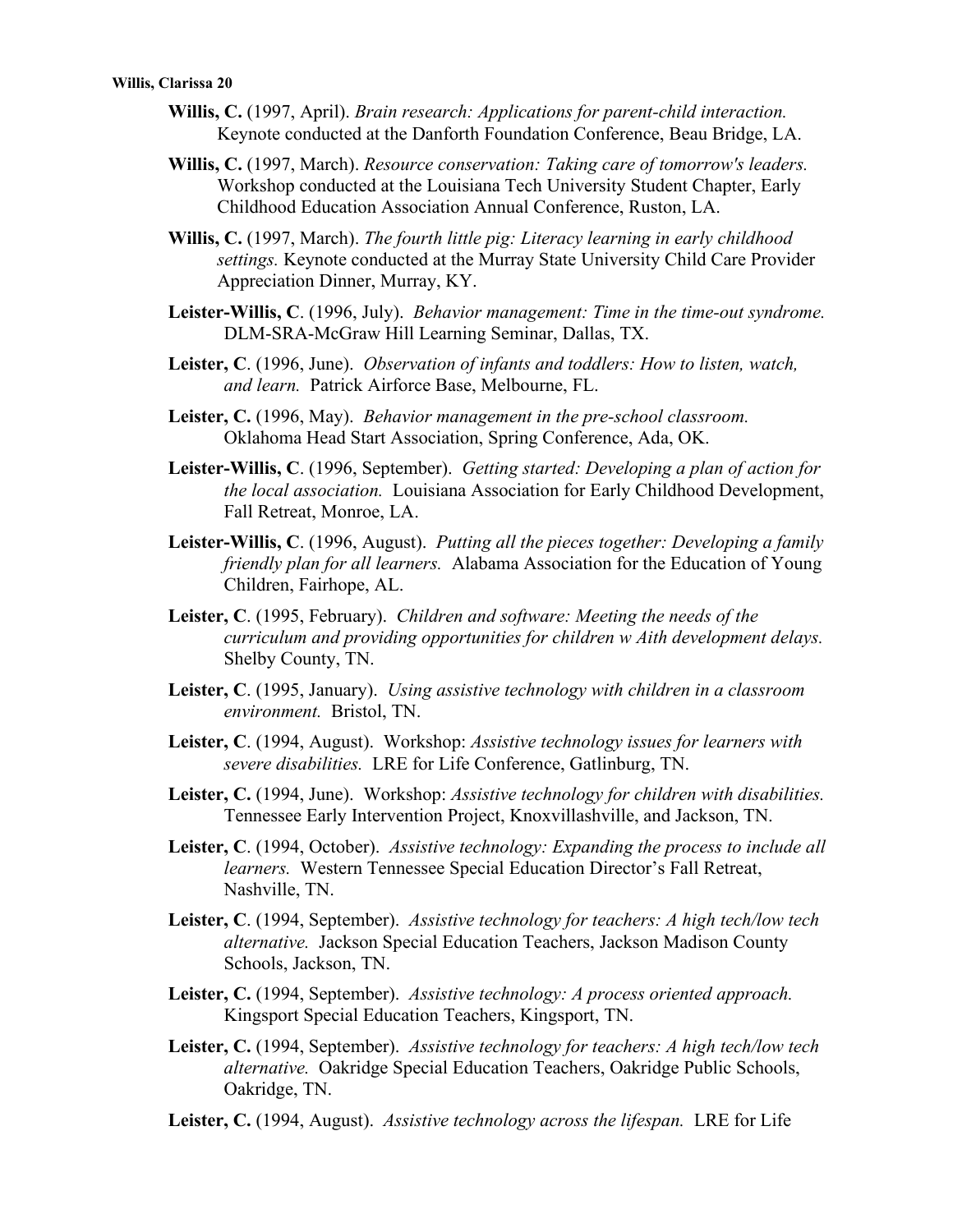**Willis, C.** (1997, April). *Brain research: Applications for parent-child interaction.* Keynote conducted at the Danforth Foundation Conference, Beau Bridge, LA.

**Willis, C.** (1997, March). *Resource conservation: Taking care of tomorrow's leaders.* Workshop conducted at the Louisiana Tech University Student Chapter, Early Childhood Education Association Annual Conference, Ruston, LA.

**Willis, C.** (1997, March). *The fourth little pig: Literacy learning in early childhood settings.* Keynote conducted at the Murray State University Child Care Provider Appreciation Dinner, Murray, KY.

**Leister-Willis, C**. (1996, July). *Behavior management: Time in the time-out syndrome.* DLM-SRA-McGraw Hill Learning Seminar, Dallas, TX.

**Leister, C**. (1996, June). *Observation of infants and toddlers: How to listen, watch, and learn.* Patrick Airforce Base, Melbourne, FL.

**Leister, C.** (1996, May). *Behavior management in the pre-school classroom.* Oklahoma Head Start Association, Spring Conference, Ada, OK.

**Leister-Willis, C**. (1996, September). *Getting started: Developing a plan of action for the local association.* Louisiana Association for Early Childhood Development, Fall Retreat, Monroe, LA.

**Leister-Willis, C**. (1996, August). *Putting all the pieces together: Developing a family friendly plan for all learners.* Alabama Association for the Education of Young Children, Fairhope, AL.

**Leister, C**. (1995, February). *Children and software: Meeting the needs of the curriculum and providing opportunities for children w Aith development delays.* Shelby County, TN.

**Leister, C**. (1995, January). *Using assistive technology with children in a classroom environment.* Bristol, TN.

**Leister, C**. (1994, August). Workshop: *Assistive technology issues for learners with severe disabilities.* LRE for Life Conference, Gatlinburg, TN.

**Leister, C.** (1994, June). Workshop: *Assistive technology for children with disabilities.* Tennessee Early Intervention Project, Knoxvillashville, and Jackson, TN.

**Leister, C**. (1994, October). *Assistive technology: Expanding the process to include all learners.* Western Tennessee Special Education Director's Fall Retreat, Nashville, TN.

**Leister, C**. (1994, September). *Assistive technology for teachers: A high tech/low tech alternative.* Jackson Special Education Teachers, Jackson Madison County Schools, Jackson, TN.

**Leister, C.** (1994, September). *Assistive technology: A process oriented approach.* Kingsport Special Education Teachers, Kingsport, TN.

**Leister, C.** (1994, September). *Assistive technology for teachers: A high tech/low tech alternative.* Oakridge Special Education Teachers, Oakridge Public Schools, Oakridge, TN.

**Leister, C.** (1994, August). *Assistive technology across the lifespan.* LRE for Life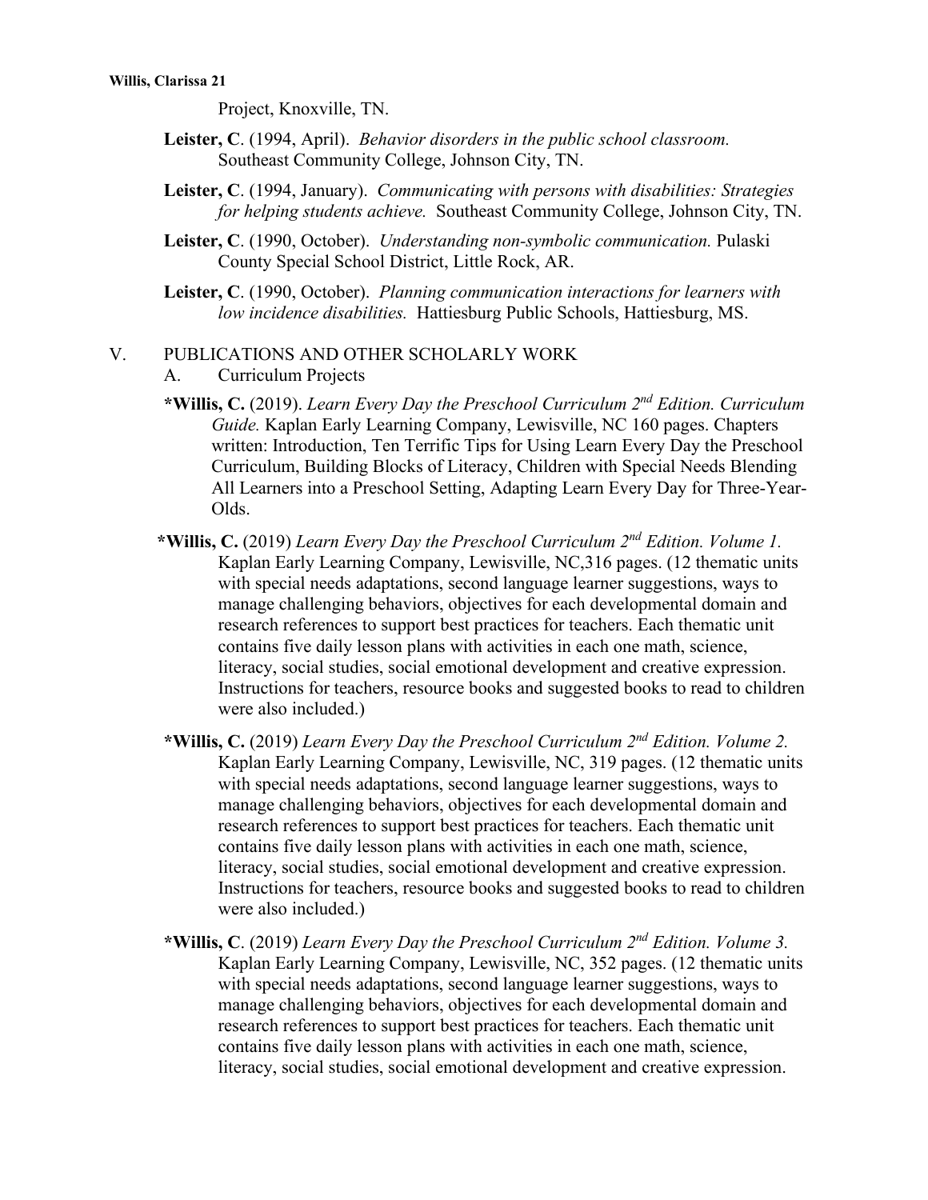Project, Knoxville, TN.

**Leister, C**. (1994, April). *Behavior disorders in the public school classroom.* Southeast Community College, Johnson City, TN.

**Leister, C**. (1994, January). *Communicating with persons with disabilities: Strategies for helping students achieve.* Southeast Community College, Johnson City, TN.

**Leister, C**. (1990, October). *Understanding non-symbolic communication.* Pulaski County Special School District, Little Rock, AR.

**Leister, C**. (1990, October). *Planning communication interactions for learners with low incidence disabilities.* Hattiesburg Public Schools, Hattiesburg, MS.

## V. PUBLICATIONS AND OTHER SCHOLARLY WORK

### A. Curriculum Projects

***Willis, C.** (2019). *Learn Every Day the Preschool Curriculum 2nd Edition. Curriculum Guide.* Kaplan Early Learning Company, Lewisville, NC 160 pages. Chapters written: Introduction, Ten Terrific Tips for Using Learn Every Day the Preschool Curriculum, Building Blocks of Literacy, Children with Special Needs Blending All Learners into a Preschool Setting, Adapting Learn Every Day for Three-Year-Olds.

***Willis, C.** (2019) *Learn Every Day the Preschool Curriculum 2nd Edition. Volume 1.* Kaplan Early Learning Company, Lewisville, NC,316 pages. (12 thematic units with special needs adaptations, second language learner suggestions, ways to manage challenging behaviors, objectives for each developmental domain and research references to support best practices for teachers. Each thematic unit contains five daily lesson plans with activities in each one math, science, literacy, social studies, social emotional development and creative expression. Instructions for teachers, resource books and suggested books to read to children were also included.)

***Willis, C.** (2019) *Learn Every Day the Preschool Curriculum 2nd Edition. Volume 2.* Kaplan Early Learning Company, Lewisville, NC, 319 pages. (12 thematic units with special needs adaptations, second language learner suggestions, ways to manage challenging behaviors, objectives for each developmental domain and research references to support best practices for teachers. Each thematic unit contains five daily lesson plans with activities in each one math, science, literacy, social studies, social emotional development and creative expression. Instructions for teachers, resource books and suggested books to read to children were also included.)

***Willis, C**. (2019) *Learn Every Day the Preschool Curriculum 2nd Edition. Volume 3.* Kaplan Early Learning Company, Lewisville, NC, 352 pages. (12 thematic units with special needs adaptations, second language learner suggestions, ways to manage challenging behaviors, objectives for each developmental domain and research references to support best practices for teachers. Each thematic unit contains five daily lesson plans with activities in each one math, science, literacy, social studies, social emotional development and creative expression.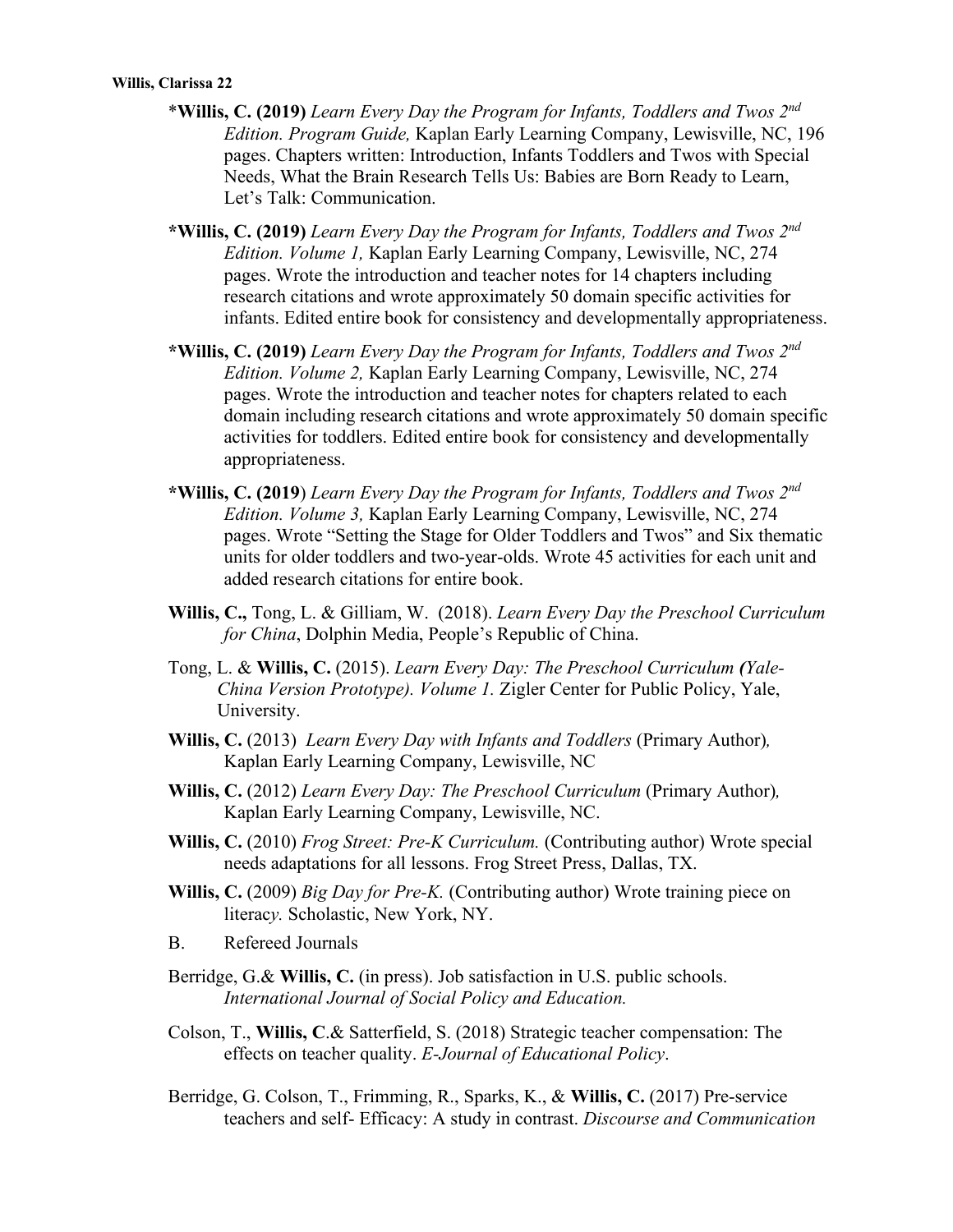\***Willis, C. (2019)** *Learn Every Day the Program for Infants, Toddlers and Twos 2nd Edition. Program Guide,* Kaplan Early Learning Company, Lewisville, NC, 196 pages. Chapters written: Introduction, Infants Toddlers and Twos with Special Needs, What the Brain Research Tells Us: Babies are Born Ready to Learn, Let's Talk: Communication.

**\*Willis, C. (2019)** *Learn Every Day the Program for Infants, Toddlers and Twos 2nd Edition. Volume 1,* Kaplan Early Learning Company, Lewisville, NC, 274 pages. Wrote the introduction and teacher notes for 14 chapters including research citations and wrote approximately 50 domain specific activities for infants. Edited entire book for consistency and developmentally appropriateness.

**\*Willis, C. (2019)** *Learn Every Day the Program for Infants, Toddlers and Twos 2nd Edition. Volume 2,* Kaplan Early Learning Company, Lewisville, NC, 274 pages. Wrote the introduction and teacher notes for chapters related to each domain including research citations and wrote approximately 50 domain specific activities for toddlers. Edited entire book for consistency and developmentally appropriateness.

**\*Willis, C. (2019**) *Learn Every Day the Program for Infants, Toddlers and Twos 2nd Edition. Volume 3,* Kaplan Early Learning Company, Lewisville, NC, 274 pages. Wrote "Setting the Stage for Older Toddlers and Twos" and Six thematic units for older toddlers and two-year-olds. Wrote 45 activities for each unit and added research citations for entire book.

**Willis, C.,** Tong, L. & Gilliam, W. (2018). *Learn Every Day the Preschool Curriculum for China*, Dolphin Media, People's Republic of China.

Tong, L. & **Willis, C.** (2015). *Learn Every Day: The Preschool Curriculum (Yale-China Version Prototype). Volume 1.* Zigler Center for Public Policy, Yale, University.

**Willis, C.** (2013) *Learn Every Day with Infants and Toddlers* (Primary Author), Kaplan Early Learning Company, Lewisville, NC

**Willis, C.** (2012) *Learn Every Day: The Preschool Curriculum* (Primary Author), Kaplan Early Learning Company, Lewisville, NC.

**Willis, C.** (2010) *Frog Street: Pre-K Curriculum.* (Contributing author) Wrote special needs adaptations for all lessons. Frog Street Press, Dallas, TX.

**Willis, C.** (2009) *Big Day for Pre-K.* (Contributing author) Wrote training piece on literac*y.* Scholastic, New York, NY.

B. Refereed Journals

Berridge, G.& **Willis, C.** (in press). Job satisfaction in U.S. public schools. *International Journal of Social Policy and Education.*

Colson, T., **Willis, C**.& Satterfield, S. (2018) Strategic teacher compensation: The effects on teacher quality. *E-Journal of Educational Policy*.

Berridge, G. Colson, T., Frimming, R., Sparks, K., & **Willis, C.** (2017) Pre-service teachers and self- Efficacy: A study in contrast. *Discourse and Communication*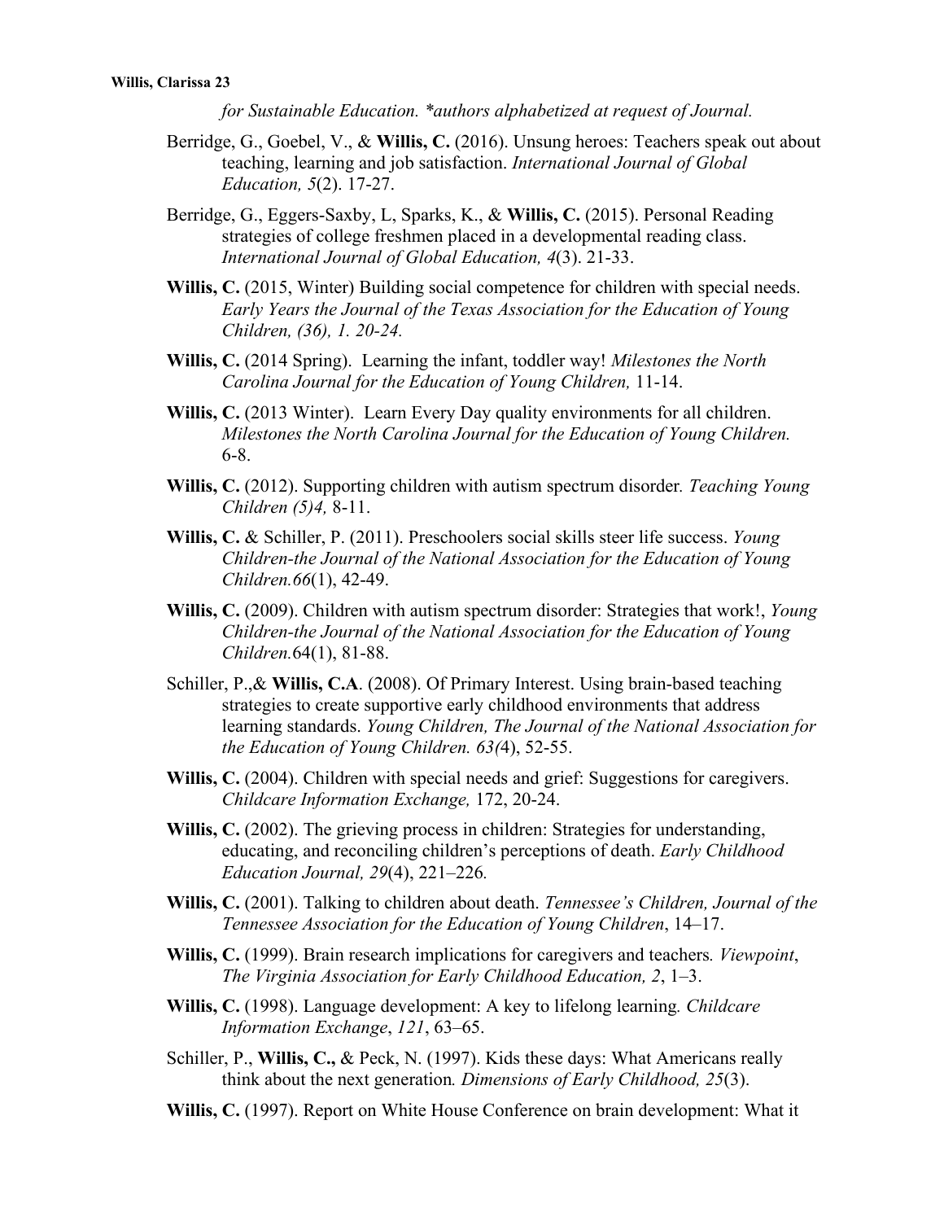*for Sustainable Education. *authors alphabetized at request of Journal.*

Berridge, G., Goebel, V., & **Willis, C.** (2016). Unsung heroes: Teachers speak out about teaching, learning and job satisfaction. *International Journal of Global Education, 5*(2). 17-27.

Berridge, G., Eggers-Saxby, L, Sparks, K., & **Willis, C.** (2015). Personal Reading strategies of college freshmen placed in a developmental reading class. *International Journal of Global Education, 4*(3). 21-33.

**Willis, C.** (2015, Winter) Building social competence for children with special needs. *Early Years the Journal of the Texas Association for the Education of Young Children, (36), 1. 20-24.*

**Willis, C.** (2014 Spring). Learning the infant, toddler way! *Milestones the North Carolina Journal for the Education of Young Children,* 11-14.

**Willis, C.** (2013 Winter). Learn Every Day quality environments for all children. *Milestones the North Carolina Journal for the Education of Young Children.* 6-8.

**Willis, C.** (2012). Supporting children with autism spectrum disorder*. Teaching Young Children (5)4,* 8-11.

**Willis, C.** & Schiller, P. (2011). Preschoolers social skills steer life success. *Young Children-the Journal of the National Association for the Education of Young Children.66*(1), 42-49.

**Willis, C.** (2009). Children with autism spectrum disorder: Strategies that work!, *Young Children-the Journal of the National Association for the Education of Young Children.*64(1), 81-88.

Schiller, P.,& **Willis, C.A**. (2008). Of Primary Interest. Using brain-based teaching strategies to create supportive early childhood environments that address learning standards. *Young Children, The Journal of the National Association for the Education of Young Children. 63(*4), 52-55.

**Willis, C.** (2004). Children with special needs and grief: Suggestions for caregivers. *Childcare Information Exchange,* 172, 20-24.

**Willis, C.** (2002). The grieving process in children: Strategies for understanding, educating, and reconciling children's perceptions of death. *Early Childhood Education Journal, 29*(4), 221–226*.*

**Willis, C.** (2001). Talking to children about death. *Tennessee's Children, Journal of the Tennessee Association for the Education of Young Children*, 14–17.

**Willis, C.** (1999). Brain research implications for caregivers and teachers*. Viewpoint*, *The Virginia Association for Early Childhood Education, 2*, 1–3.

**Willis, C.** (1998). Language development: A key to lifelong learning*. Childcare Information Exchange*, *121*, 63–65.

Schiller, P., **Willis, C.,** & Peck, N. (1997). Kids these days: What Americans really think about the next generation*. Dimensions of Early Childhood, 25*(3).

**Willis, C.** (1997). Report on White House Conference on brain development: What it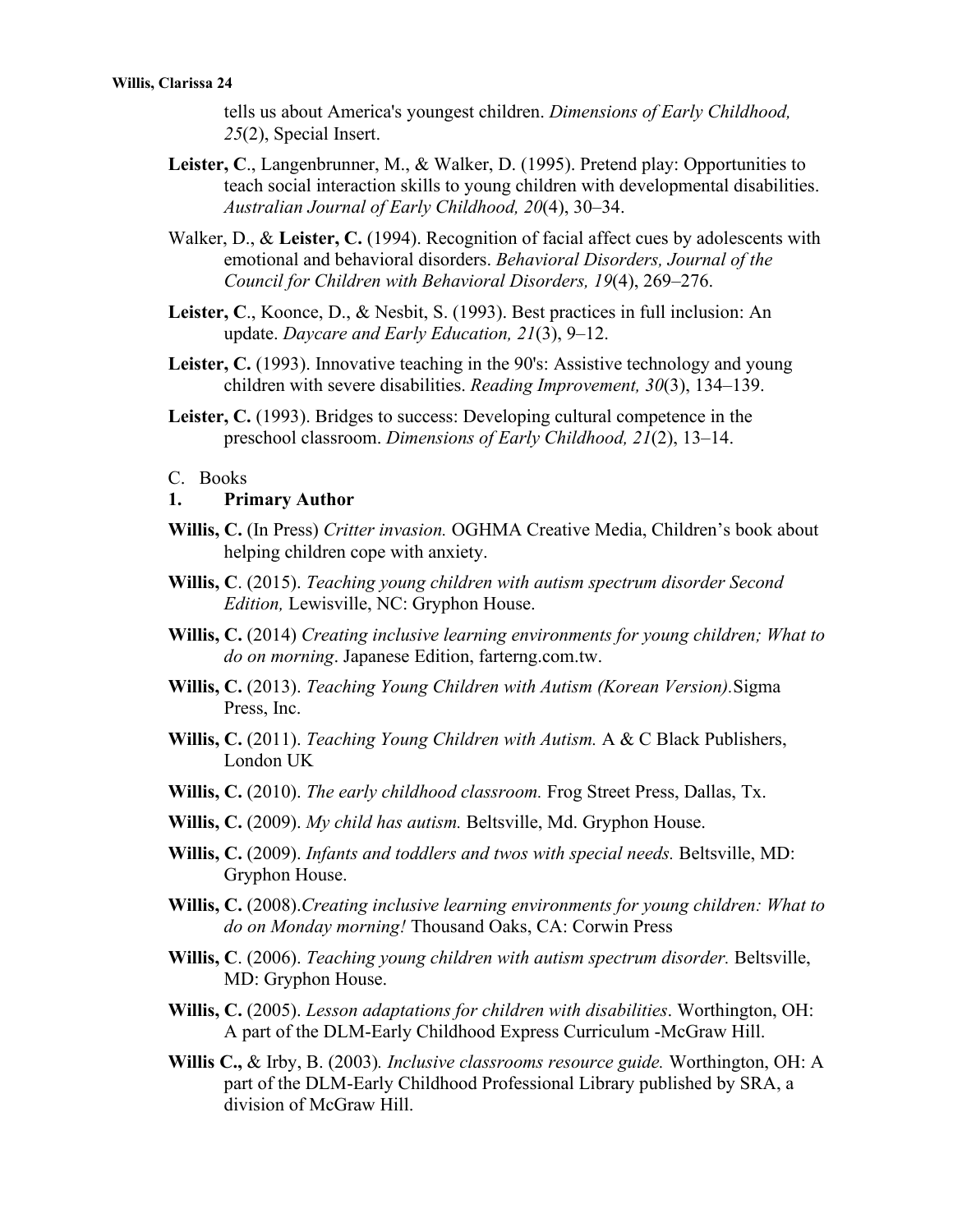tells us about America's youngest children. *Dimensions of Early Childhood, 25*(2), Special Insert.

**Leister, C**., Langenbrunner, M., & Walker, D. (1995). Pretend play: Opportunities to teach social interaction skills to young children with developmental disabilities. *Australian Journal of Early Childhood, 20*(4), 30–34.

Walker, D., & **Leister, C.** (1994). Recognition of facial affect cues by adolescents with emotional and behavioral disorders. *Behavioral Disorders, Journal of the Council for Children with Behavioral Disorders, 19*(4), 269–276.

**Leister, C**., Koonce, D., & Nesbit, S. (1993). Best practices in full inclusion: An update. *Daycare and Early Education, 21*(3), 9–12.

**Leister, C.** (1993). Innovative teaching in the 90's: Assistive technology and young children with severe disabilities. *Reading Improvement, 30*(3), 134–139.

**Leister, C.** (1993). Bridges to success: Developing cultural competence in the preschool classroom. *Dimensions of Early Childhood, 21*(2), 13–14.

C. Books

**1. Primary Author**

**Willis, C.** (In Press) *Critter invasion.* OGHMA Creative Media, Children's book about helping children cope with anxiety.

**Willis, C**. (2015). *Teaching young children with autism spectrum disorder Second Edition,* Lewisville, NC: Gryphon House.

**Willis, C.** (2014) *Creating inclusive learning environments for young children; What to do on morning*. Japanese Edition, farterng.com.tw.

**Willis, C.** (2013). *Teaching Young Children with Autism (Korean Version).*Sigma Press, Inc.

**Willis, C.** (2011). *Teaching Young Children with Autism.* A & C Black Publishers, London UK

**Willis, C.** (2010). *The early childhood classroom.* Frog Street Press, Dallas, Tx.

**Willis, C.** (2009). *My child has autism.* Beltsville, Md. Gryphon House.

**Willis, C.** (2009). *Infants and toddlers and twos with special needs.* Beltsville, MD: Gryphon House.

**Willis, C.** (2008).*Creating inclusive learning environments for young children: What to do on Monday morning!* Thousand Oaks, CA: Corwin Press

**Willis, C**. (2006). *Teaching young children with autism spectrum disorder.* Beltsville, MD: Gryphon House.

**Willis, C.** (2005). *Lesson adaptations for children with disabilities*. Worthington, OH: A part of the DLM-Early Childhood Express Curriculum -McGraw Hill.

**Willis C.,** & Irby, B. (2003)*. Inclusive classrooms resource guide.* Worthington, OH: A part of the DLM-Early Childhood Professional Library published by SRA, a division of McGraw Hill.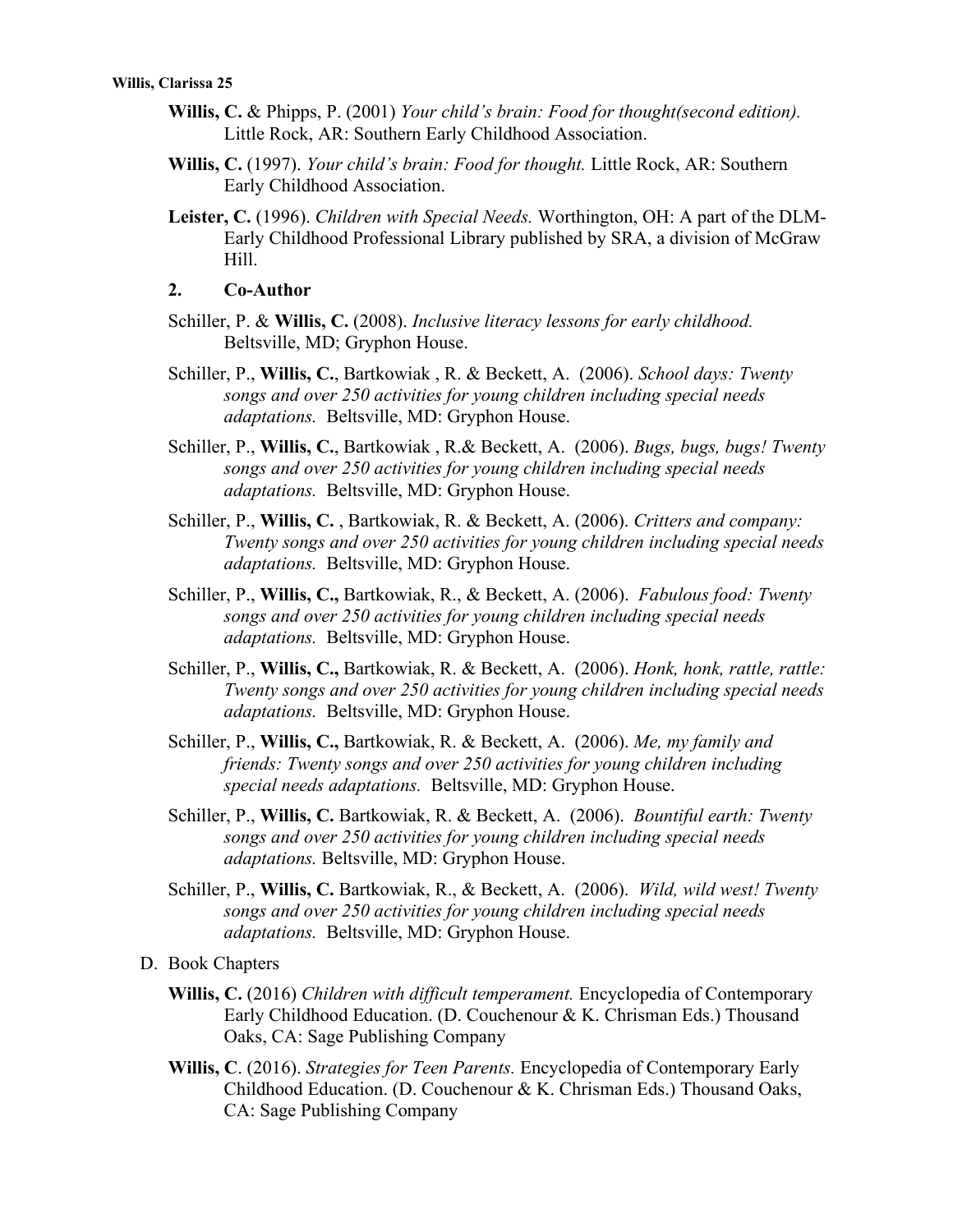**Willis, C.** & Phipps, P. (2001) *Your child's brain: Food for thought(second edition).* Little Rock, AR: Southern Early Childhood Association.

**Willis, C.** (1997). *Your child's brain: Food for thought.* Little Rock, AR: Southern Early Childhood Association.

**Leister, C.** (1996). *Children with Special Needs.* Worthington, OH: A part of the DLM-Early Childhood Professional Library published by SRA, a division of McGraw Hill.

**2. Co-Author**

Schiller, P. & **Willis, C.** (2008). *Inclusive literacy lessons for early childhood.* Beltsville, MD; Gryphon House.

Schiller, P., **Willis, C.**, Bartkowiak , R. & Beckett, A. (2006). *School days: Twenty songs and over 250 activities for young children including special needs adaptations.* Beltsville, MD: Gryphon House.

Schiller, P., **Willis, C.**, Bartkowiak , R.& Beckett, A. (2006). *Bugs, bugs, bugs! Twenty songs and over 250 activities for young children including special needs adaptations.* Beltsville, MD: Gryphon House.

Schiller, P., **Willis, C.** , Bartkowiak, R. & Beckett, A. (2006). *Critters and company: Twenty songs and over 250 activities for young children including special needs adaptations.* Beltsville, MD: Gryphon House.

Schiller, P., **Willis, C.,** Bartkowiak, R., & Beckett, A. (2006). *Fabulous food: Twenty songs and over 250 activities for young children including special needs adaptations.* Beltsville, MD: Gryphon House.

Schiller, P., **Willis, C.,** Bartkowiak, R. & Beckett, A. (2006). *Honk, honk, rattle, rattle: Twenty songs and over 250 activities for young children including special needs adaptations.* Beltsville, MD: Gryphon House.

Schiller, P., **Willis, C.,** Bartkowiak, R. & Beckett, A. (2006). *Me, my family and friends: Twenty songs and over 250 activities for young children including special needs adaptations.* Beltsville, MD: Gryphon House.

Schiller, P., **Willis, C.** Bartkowiak, R. & Beckett, A. (2006). *Bountiful earth: Twenty songs and over 250 activities for young children including special needs adaptations.* Beltsville, MD: Gryphon House.

Schiller, P., **Willis, C.** Bartkowiak, R., & Beckett, A. (2006). *Wild, wild west! Twenty songs and over 250 activities for young children including special needs adaptations.* Beltsville, MD: Gryphon House.

D. Book Chapters

**Willis, C.** (2016) *Children with difficult temperament.* Encyclopedia of Contemporary Early Childhood Education. (D. Couchenour & K. Chrisman Eds.) Thousand Oaks, CA: Sage Publishing Company

**Willis, C**. (2016). *Strategies for Teen Parents.* Encyclopedia of Contemporary Early Childhood Education. (D. Couchenour & K. Chrisman Eds.) Thousand Oaks, CA: Sage Publishing Company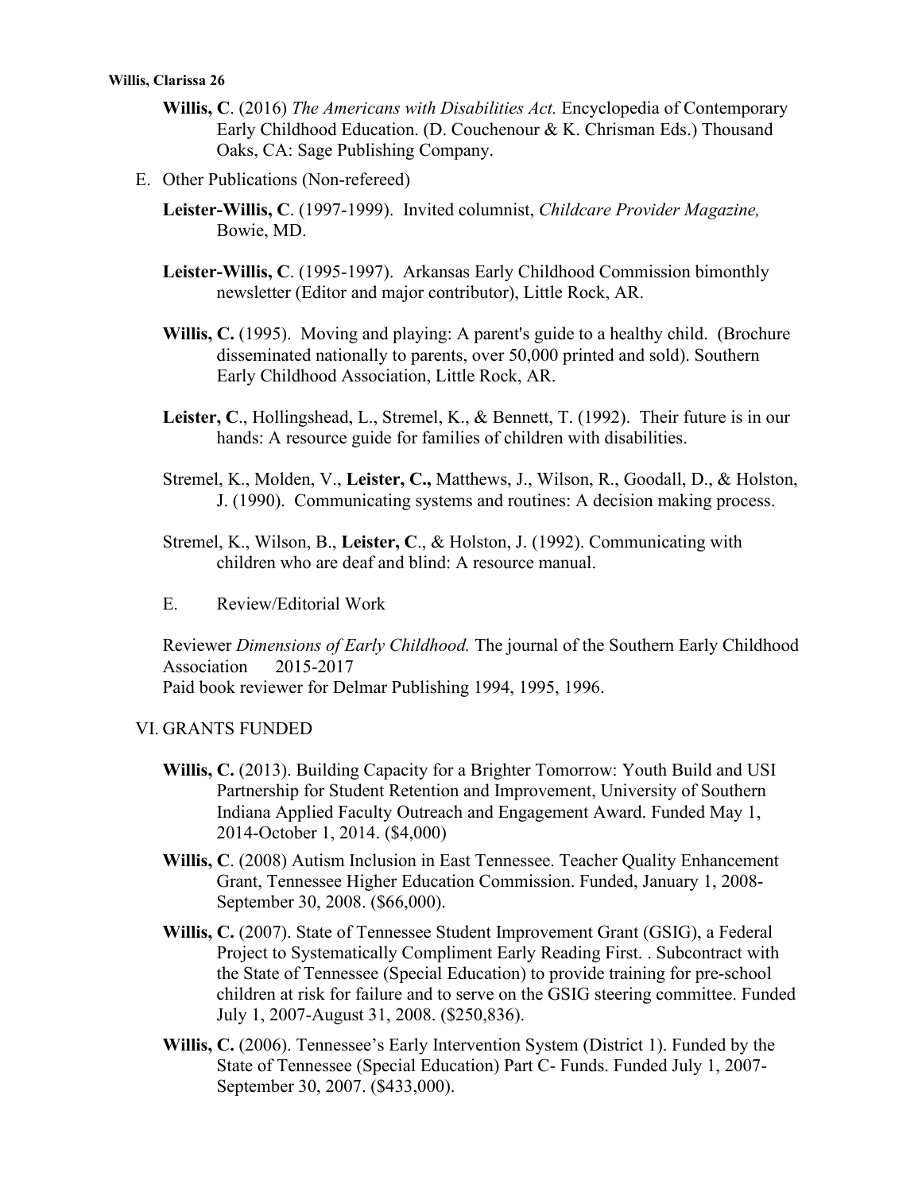**Willis, C**. (2016) *The Americans with Disabilities Act.* Encyclopedia of Contemporary Early Childhood Education. (D. Couchenour & K. Chrisman Eds.) Thousand Oaks, CA: Sage Publishing Company.

E. Other Publications (Non-refereed)

**Leister-Willis, C**. (1997-1999). Invited columnist, *Childcare Provider Magazine,* Bowie, MD.

**Leister-Willis, C**. (1995-1997). Arkansas Early Childhood Commission bimonthly newsletter (Editor and major contributor), Little Rock, AR.

**Willis, C.** (1995). Moving and playing: A parent's guide to a healthy child. (Brochure disseminated nationally to parents, over 50,000 printed and sold). Southern Early Childhood Association, Little Rock, AR.

**Leister, C**., Hollingshead, L., Stremel, K., & Bennett, T. (1992). Their future is in our hands: A resource guide for families of children with disabilities.

Stremel, K., Molden, V., **Leister, C.,** Matthews, J., Wilson, R., Goodall, D., & Holston, J. (1990). Communicating systems and routines: A decision making process.

Stremel, K., Wilson, B., **Leister, C**., & Holston, J. (1992). Communicating with children who are deaf and blind: A resource manual.

E. Review/Editorial Work

Reviewer *Dimensions of Early Childhood.* The journal of the Southern Early Childhood Association 2015-2017
Paid book reviewer for Delmar Publishing 1994, 1995, 1996.

VI. GRANTS FUNDED

**Willis, C.** (2013). Building Capacity for a Brighter Tomorrow: Youth Build and USI Partnership for Student Retention and Improvement, University of Southern Indiana Applied Faculty Outreach and Engagement Award. Funded May 1, 2014-October 1, 2014. ($4,000)

**Willis, C**. (2008) Autism Inclusion in East Tennessee. Teacher Quality Enhancement Grant, Tennessee Higher Education Commission. Funded, January 1, 2008-September 30, 2008. ($66,000).

**Willis, C.** (2007). State of Tennessee Student Improvement Grant (GSIG), a Federal Project to Systematically Compliment Early Reading First. . Subcontract with the State of Tennessee (Special Education) to provide training for pre-school children at risk for failure and to serve on the GSIG steering committee. Funded July 1, 2007-August 31, 2008. ($250,836).

**Willis, C.** (2006). Tennessee's Early Intervention System (District 1). Funded by the State of Tennessee (Special Education) Part C- Funds. Funded July 1, 2007-September 30, 2007. ($433,000).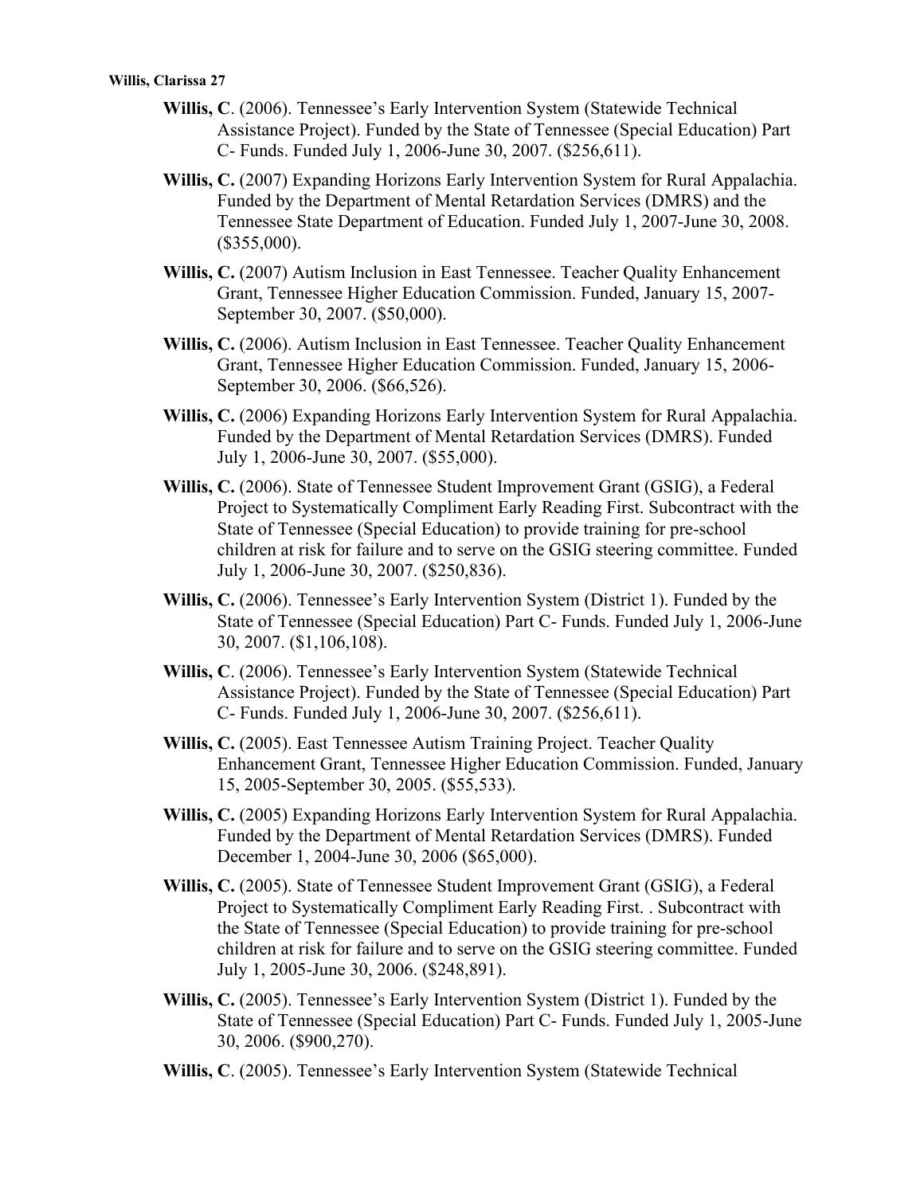**Willis, C**. (2006). Tennessee's Early Intervention System (Statewide Technical Assistance Project). Funded by the State of Tennessee (Special Education) Part C- Funds. Funded July 1, 2006-June 30, 2007. ($256,611).

**Willis, C.** (2007) Expanding Horizons Early Intervention System for Rural Appalachia. Funded by the Department of Mental Retardation Services (DMRS) and the Tennessee State Department of Education. Funded July 1, 2007-June 30, 2008. ($355,000).

**Willis, C.** (2007) Autism Inclusion in East Tennessee. Teacher Quality Enhancement Grant, Tennessee Higher Education Commission. Funded, January 15, 2007-September 30, 2007. ($50,000).

**Willis, C.** (2006). Autism Inclusion in East Tennessee. Teacher Quality Enhancement Grant, Tennessee Higher Education Commission. Funded, January 15, 2006-September 30, 2006. ($66,526).

**Willis, C.** (2006) Expanding Horizons Early Intervention System for Rural Appalachia. Funded by the Department of Mental Retardation Services (DMRS). Funded July 1, 2006-June 30, 2007. ($55,000).

**Willis, C.** (2006). State of Tennessee Student Improvement Grant (GSIG), a Federal Project to Systematically Compliment Early Reading First. Subcontract with the State of Tennessee (Special Education) to provide training for pre-school children at risk for failure and to serve on the GSIG steering committee. Funded July 1, 2006-June 30, 2007. ($250,836).

**Willis, C.** (2006). Tennessee's Early Intervention System (District 1). Funded by the State of Tennessee (Special Education) Part C- Funds. Funded July 1, 2006-June 30, 2007. ($1,106,108).

**Willis, C**. (2006). Tennessee's Early Intervention System (Statewide Technical Assistance Project). Funded by the State of Tennessee (Special Education) Part C- Funds. Funded July 1, 2006-June 30, 2007. ($256,611).

**Willis, C.** (2005). East Tennessee Autism Training Project. Teacher Quality Enhancement Grant, Tennessee Higher Education Commission. Funded, January 15, 2005-September 30, 2005. ($55,533).

**Willis, C.** (2005) Expanding Horizons Early Intervention System for Rural Appalachia. Funded by the Department of Mental Retardation Services (DMRS). Funded December 1, 2004-June 30, 2006 ($65,000).

**Willis, C.** (2005). State of Tennessee Student Improvement Grant (GSIG), a Federal Project to Systematically Compliment Early Reading First. . Subcontract with the State of Tennessee (Special Education) to provide training for pre-school children at risk for failure and to serve on the GSIG steering committee. Funded July 1, 2005-June 30, 2006. ($248,891).

**Willis, C.** (2005). Tennessee's Early Intervention System (District 1). Funded by the State of Tennessee (Special Education) Part C- Funds. Funded July 1, 2005-June 30, 2006. ($900,270).

**Willis, C**. (2005). Tennessee's Early Intervention System (Statewide Technical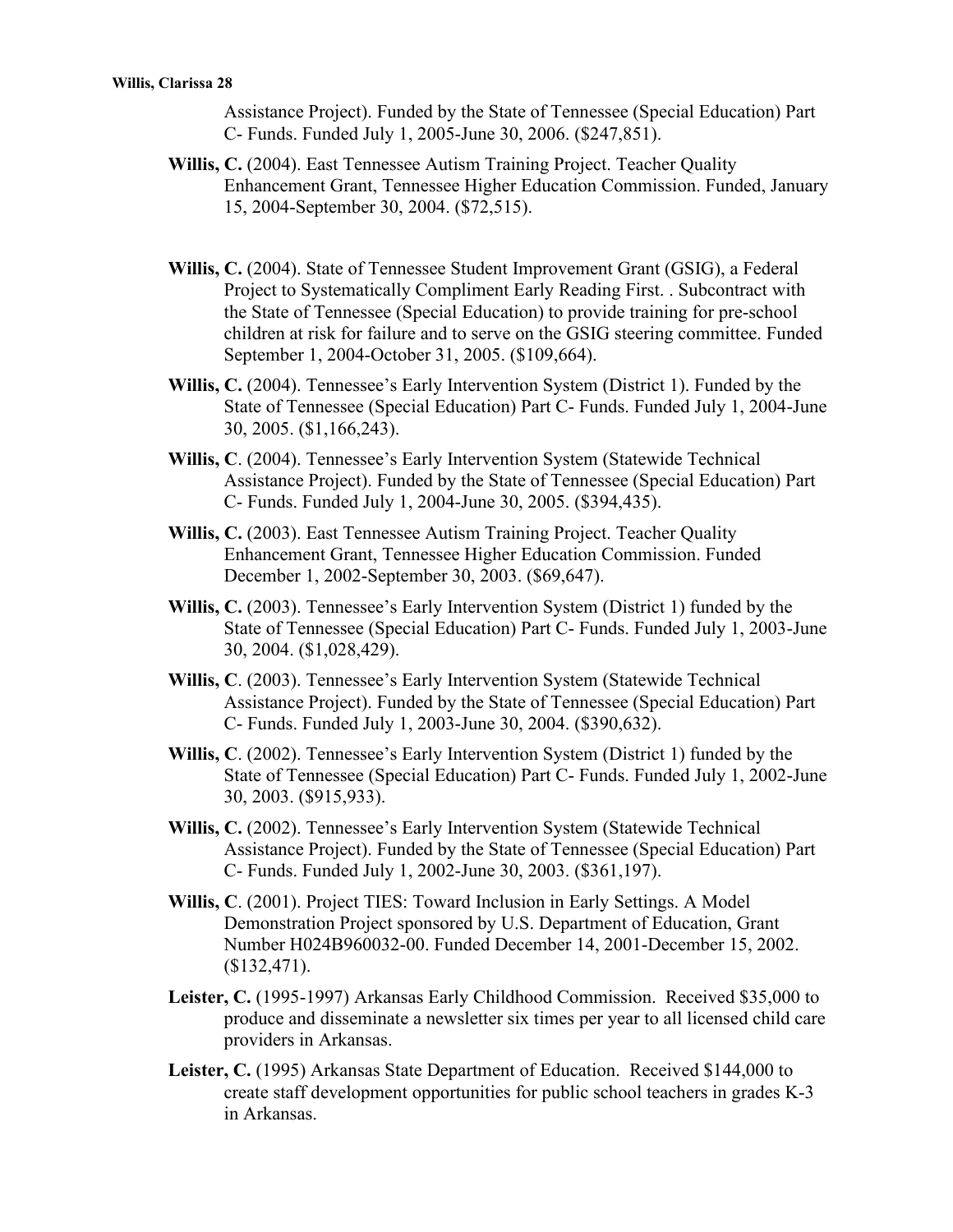Assistance Project). Funded by the State of Tennessee (Special Education) Part C- Funds. Funded July 1, 2005-June 30, 2006. ($247,851).

**Willis, C.** (2004). East Tennessee Autism Training Project. Teacher Quality Enhancement Grant, Tennessee Higher Education Commission. Funded, January 15, 2004-September 30, 2004. ($72,515).

**Willis, C.** (2004). State of Tennessee Student Improvement Grant (GSIG), a Federal Project to Systematically Compliment Early Reading First. . Subcontract with the State of Tennessee (Special Education) to provide training for pre-school children at risk for failure and to serve on the GSIG steering committee. Funded September 1, 2004-October 31, 2005. ($109,664).

**Willis, C.** (2004). Tennessee's Early Intervention System (District 1). Funded by the State of Tennessee (Special Education) Part C- Funds. Funded July 1, 2004-June 30, 2005. ($1,166,243).

**Willis, C**. (2004). Tennessee's Early Intervention System (Statewide Technical Assistance Project). Funded by the State of Tennessee (Special Education) Part C- Funds. Funded July 1, 2004-June 30, 2005. ($394,435).

**Willis, C.** (2003). East Tennessee Autism Training Project. Teacher Quality Enhancement Grant, Tennessee Higher Education Commission. Funded December 1, 2002-September 30, 2003. ($69,647).

**Willis, C.** (2003). Tennessee's Early Intervention System (District 1) funded by the State of Tennessee (Special Education) Part C- Funds. Funded July 1, 2003-June 30, 2004. ($1,028,429).

**Willis, C**. (2003). Tennessee's Early Intervention System (Statewide Technical Assistance Project). Funded by the State of Tennessee (Special Education) Part C- Funds. Funded July 1, 2003-June 30, 2004. ($390,632).

**Willis, C**. (2002). Tennessee's Early Intervention System (District 1) funded by the State of Tennessee (Special Education) Part C- Funds. Funded July 1, 2002-June 30, 2003. ($915,933).

**Willis, C.** (2002). Tennessee's Early Intervention System (Statewide Technical Assistance Project). Funded by the State of Tennessee (Special Education) Part C- Funds. Funded July 1, 2002-June 30, 2003. ($361,197).

**Willis, C**. (2001). Project TIES: Toward Inclusion in Early Settings. A Model Demonstration Project sponsored by U.S. Department of Education, Grant Number H024B960032-00. Funded December 14, 2001-December 15, 2002. ($132,471).

**Leister, C.** (1995-1997) Arkansas Early Childhood Commission. Received $35,000 to produce and disseminate a newsletter six times per year to all licensed child care providers in Arkansas.

**Leister, C.** (1995) Arkansas State Department of Education. Received $144,000 to create staff development opportunities for public school teachers in grades K-3 in Arkansas.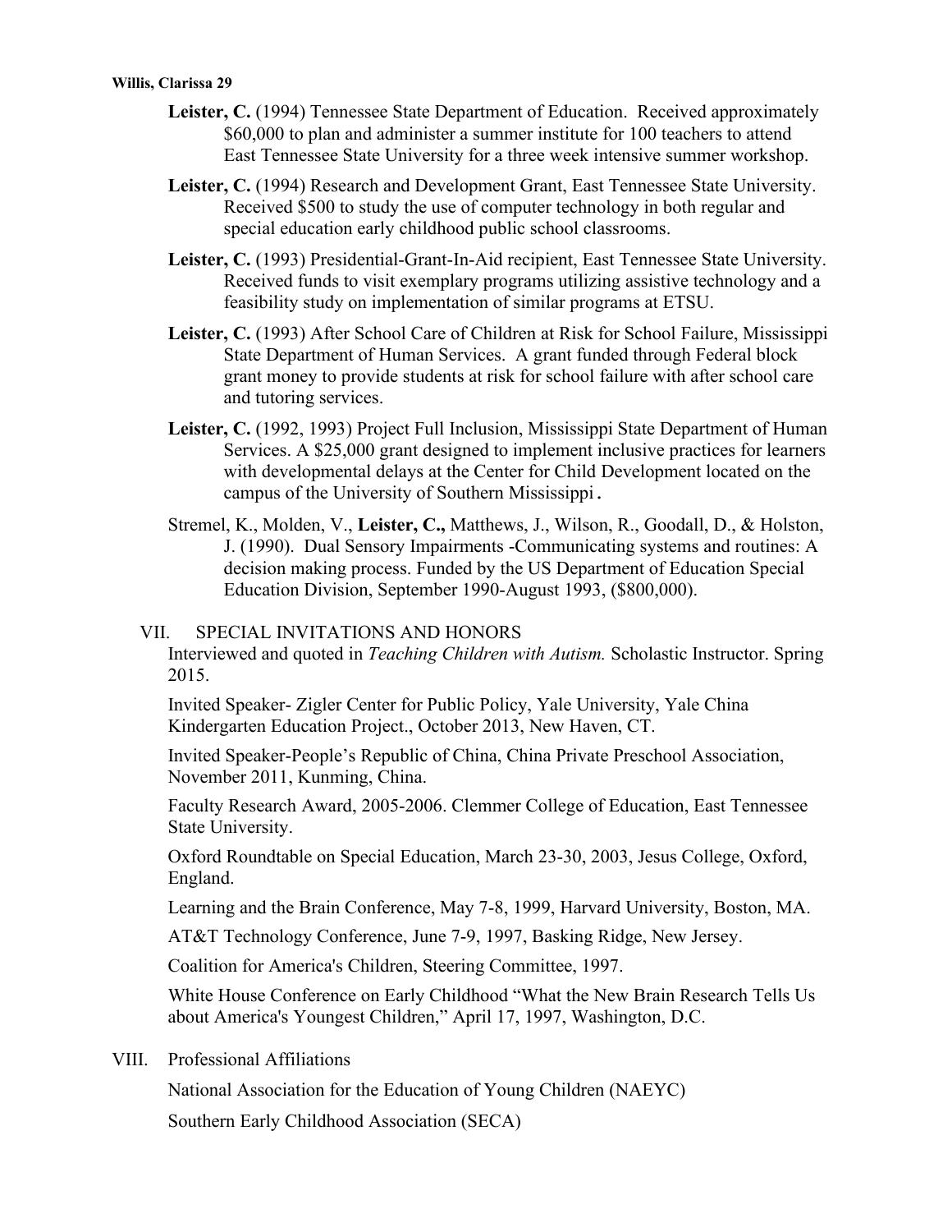**Leister, C.** (1994) Tennessee State Department of Education. Received approximately $60,000 to plan and administer a summer institute for 100 teachers to attend East Tennessee State University for a three week intensive summer workshop.

**Leister, C.** (1994) Research and Development Grant, East Tennessee State University. Received $500 to study the use of computer technology in both regular and special education early childhood public school classrooms.

**Leister, C.** (1993) Presidential-Grant-In-Aid recipient, East Tennessee State University. Received funds to visit exemplary programs utilizing assistive technology and a feasibility study on implementation of similar programs at ETSU.

**Leister, C.** (1993) After School Care of Children at Risk for School Failure, Mississippi State Department of Human Services. A grant funded through Federal block grant money to provide students at risk for school failure with after school care and tutoring services.

**Leister, C.** (1992, 1993) Project Full Inclusion, Mississippi State Department of Human Services. A $25,000 grant designed to implement inclusive practices for learners with developmental delays at the Center for Child Development located on the campus of the University of Southern Mississippi**.**

Stremel, K., Molden, V., **Leister, C.,** Matthews, J., Wilson, R., Goodall, D., & Holston, J. (1990). Dual Sensory Impairments -Communicating systems and routines: A decision making process. Funded by the US Department of Education Special Education Division, September 1990-August 1993, ($800,000).

## VII. SPECIAL INVITATIONS AND HONORS

Interviewed and quoted in *Teaching Children with Autism.* Scholastic Instructor. Spring 2015.

Invited Speaker- Zigler Center for Public Policy, Yale University, Yale China Kindergarten Education Project., October 2013, New Haven, CT.

Invited Speaker-People's Republic of China, China Private Preschool Association, November 2011, Kunming, China.

Faculty Research Award, 2005-2006. Clemmer College of Education, East Tennessee State University.

Oxford Roundtable on Special Education, March 23-30, 2003, Jesus College, Oxford, England.

Learning and the Brain Conference, May 7-8, 1999, Harvard University, Boston, MA.

AT&T Technology Conference, June 7-9, 1997, Basking Ridge, New Jersey.

Coalition for America's Children, Steering Committee, 1997.

White House Conference on Early Childhood "What the New Brain Research Tells Us about America's Youngest Children," April 17, 1997, Washington, D.C.

## VIII. Professional Affiliations

National Association for the Education of Young Children (NAEYC)

Southern Early Childhood Association (SECA)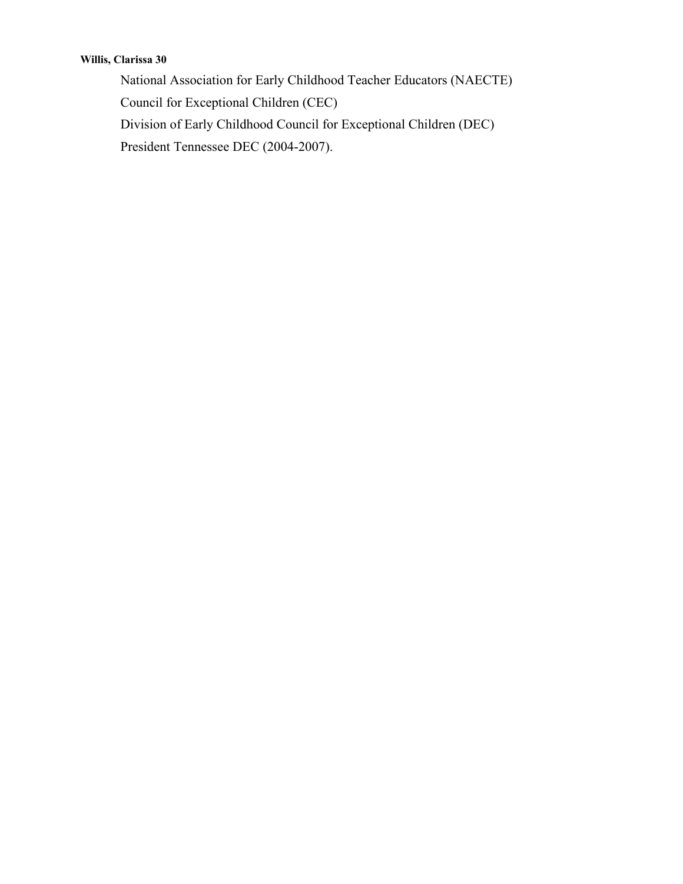National Association for Early Childhood Teacher Educators (NAECTE)

Council for Exceptional Children (CEC)

Division of Early Childhood Council for Exceptional Children (DEC)

President Tennessee DEC (2004-2007).